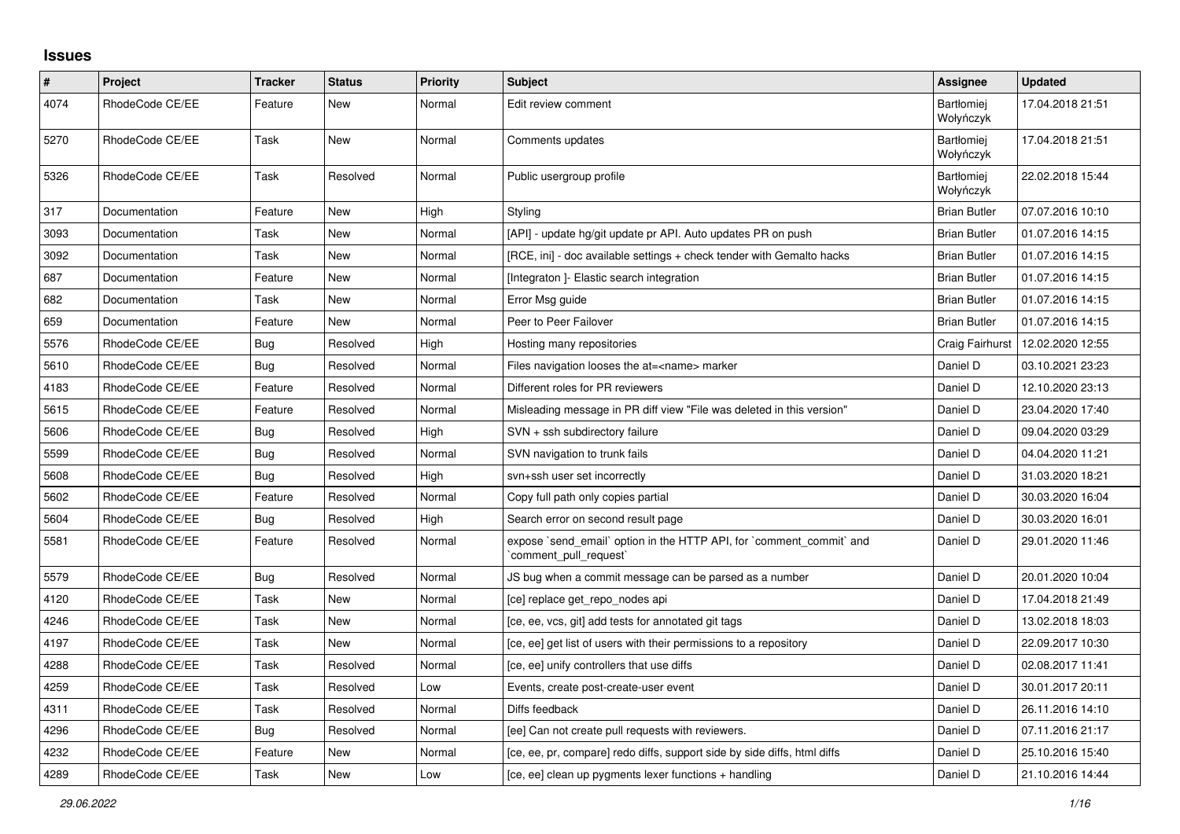## Issues

| # | Project | Tracker | Status | Priority | Subject | Assignee | Updated |
|---|---|---|---|---|---|---|---|
| 4074 | RhodeCode CE/EE | Feature | New | Normal | Edit review comment | Bartłomiej Wołyńczyk | 17.04.2018 21:51 |
| 5270 | RhodeCode CE/EE | Task | New | Normal | Comments updates | Bartłomiej Wołyńczyk | 17.04.2018 21:51 |
| 5326 | RhodeCode CE/EE | Task | Resolved | Normal | Public usergroup profile | Bartłomiej Wołyńczyk | 22.02.2018 15:44 |
| 317 | Documentation | Feature | New | High | Styling | Brian Butler | 07.07.2016 10:10 |
| 3093 | Documentation | Task | New | Normal | [API] - update hg/git update pr API. Auto updates PR on push | Brian Butler | 01.07.2016 14:15 |
| 3092 | Documentation | Task | New | Normal | [RCE, ini] - doc available settings + check tender with Gemalto hacks | Brian Butler | 01.07.2016 14:15 |
| 687 | Documentation | Feature | New | Normal | [Integraton ]- Elastic search integration | Brian Butler | 01.07.2016 14:15 |
| 682 | Documentation | Task | New | Normal | Error Msg guide | Brian Butler | 01.07.2016 14:15 |
| 659 | Documentation | Feature | New | Normal | Peer to Peer Failover | Brian Butler | 01.07.2016 14:15 |
| 5576 | RhodeCode CE/EE | Bug | Resolved | High | Hosting many repositories | Craig Fairhurst | 12.02.2020 12:55 |
| 5610 | RhodeCode CE/EE | Bug | Resolved | Normal | Files navigation looses the at=<name> marker | Daniel D | 03.10.2021 23:23 |
| 4183 | RhodeCode CE/EE | Feature | Resolved | Normal | Different roles for PR reviewers | Daniel D | 12.10.2020 23:13 |
| 5615 | RhodeCode CE/EE | Feature | Resolved | Normal | Misleading message in PR diff view "File was deleted in this version" | Daniel D | 23.04.2020 17:40 |
| 5606 | RhodeCode CE/EE | Bug | Resolved | High | SVN + ssh subdirectory failure | Daniel D | 09.04.2020 03:29 |
| 5599 | RhodeCode CE/EE | Bug | Resolved | Normal | SVN navigation to trunk fails | Daniel D | 04.04.2020 11:21 |
| 5608 | RhodeCode CE/EE | Bug | Resolved | High | svn+ssh user set incorrectly | Daniel D | 31.03.2020 18:21 |
| 5602 | RhodeCode CE/EE | Feature | Resolved | Normal | Copy full path only copies partial | Daniel D | 30.03.2020 16:04 |
| 5604 | RhodeCode CE/EE | Bug | Resolved | High | Search error on second result page | Daniel D | 30.03.2020 16:01 |
| 5581 | RhodeCode CE/EE | Feature | Resolved | Normal | expose `send_email` option in the HTTP API, for `comment_commit` and `comment_pull_request` | Daniel D | 29.01.2020 11:46 |
| 5579 | RhodeCode CE/EE | Bug | Resolved | Normal | JS bug when a commit message can be parsed as a number | Daniel D | 20.01.2020 10:04 |
| 4120 | RhodeCode CE/EE | Task | New | Normal | [ce] replace get_repo_nodes api | Daniel D | 17.04.2018 21:49 |
| 4246 | RhodeCode CE/EE | Task | New | Normal | [ce, ee, vcs, git] add tests for annotated git tags | Daniel D | 13.02.2018 18:03 |
| 4197 | RhodeCode CE/EE | Task | New | Normal | [ce, ee] get list of users with their permissions to a repository | Daniel D | 22.09.2017 10:30 |
| 4288 | RhodeCode CE/EE | Task | Resolved | Normal | [ce, ee] unify controllers that use diffs | Daniel D | 02.08.2017 11:41 |
| 4259 | RhodeCode CE/EE | Task | Resolved | Low | Events, create post-create-user event | Daniel D | 30.01.2017 20:11 |
| 4311 | RhodeCode CE/EE | Task | Resolved | Normal | Diffs feedback | Daniel D | 26.11.2016 14:10 |
| 4296 | RhodeCode CE/EE | Bug | Resolved | Normal | [ee] Can not create pull requests with reviewers. | Daniel D | 07.11.2016 21:17 |
| 4232 | RhodeCode CE/EE | Feature | New | Normal | [ce, ee, pr, compare] redo diffs, support side by side diffs, html diffs | Daniel D | 25.10.2016 15:40 |
| 4289 | RhodeCode CE/EE | Task | New | Low | [ce, ee] clean up pygments lexer functions + handling | Daniel D | 21.10.2016 14:44 |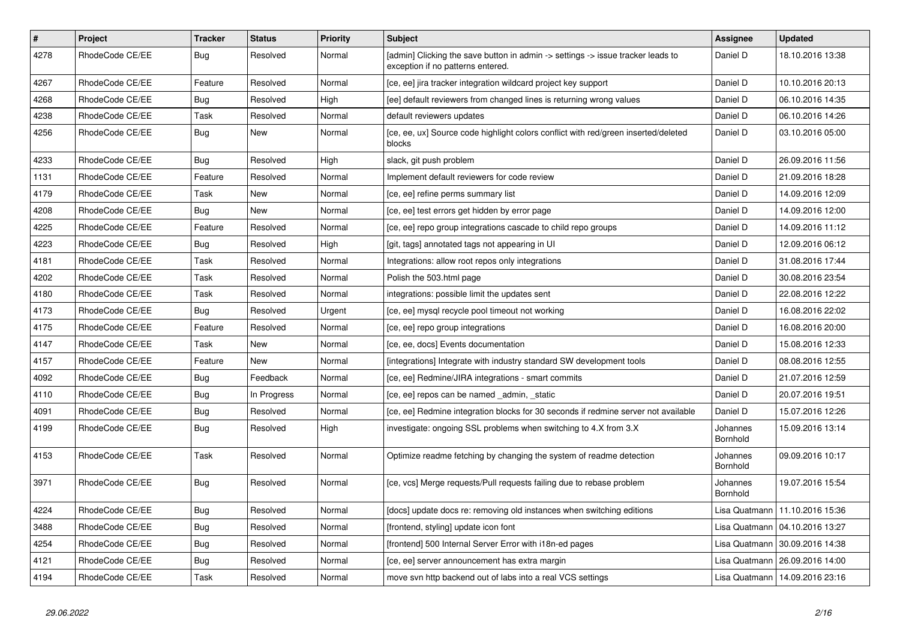| # | Project | Tracker | Status | Priority | Subject | Assignee | Updated |
|---|---|---|---|---|---|---|---|
| 4278 | RhodeCode CE/EE | Bug | Resolved | Normal | [admin] Clicking the save button in admin -> settings -> issue tracker leads to exception if no patterns entered. | Daniel D | 18.10.2016 13:38 |
| 4267 | RhodeCode CE/EE | Feature | Resolved | Normal | [ce, ee] jira tracker integration wildcard project key support | Daniel D | 10.10.2016 20:13 |
| 4268 | RhodeCode CE/EE | Bug | Resolved | High | [ee] default reviewers from changed lines is returning wrong values | Daniel D | 06.10.2016 14:35 |
| 4238 | RhodeCode CE/EE | Task | Resolved | Normal | default reviewers updates | Daniel D | 06.10.2016 14:26 |
| 4256 | RhodeCode CE/EE | Bug | New | Normal | [ce, ee, ux] Source code highlight colors conflict with red/green inserted/deleted blocks | Daniel D | 03.10.2016 05:00 |
| 4233 | RhodeCode CE/EE | Bug | Resolved | High | slack, git push problem | Daniel D | 26.09.2016 11:56 |
| 1131 | RhodeCode CE/EE | Feature | Resolved | Normal | Implement default reviewers for code review | Daniel D | 21.09.2016 18:28 |
| 4179 | RhodeCode CE/EE | Task | New | Normal | [ce, ee] refine perms summary list | Daniel D | 14.09.2016 12:09 |
| 4208 | RhodeCode CE/EE | Bug | New | Normal | [ce, ee] test errors get hidden by error page | Daniel D | 14.09.2016 12:00 |
| 4225 | RhodeCode CE/EE | Feature | Resolved | Normal | [ce, ee] repo group integrations cascade to child repo groups | Daniel D | 14.09.2016 11:12 |
| 4223 | RhodeCode CE/EE | Bug | Resolved | High | [git, tags] annotated tags not appearing in UI | Daniel D | 12.09.2016 06:12 |
| 4181 | RhodeCode CE/EE | Task | Resolved | Normal | Integrations: allow root repos only integrations | Daniel D | 31.08.2016 17:44 |
| 4202 | RhodeCode CE/EE | Task | Resolved | Normal | Polish the 503.html page | Daniel D | 30.08.2016 23:54 |
| 4180 | RhodeCode CE/EE | Task | Resolved | Normal | integrations: possible limit the updates sent | Daniel D | 22.08.2016 12:22 |
| 4173 | RhodeCode CE/EE | Bug | Resolved | Urgent | [ce, ee] mysql recycle pool timeout not working | Daniel D | 16.08.2016 22:02 |
| 4175 | RhodeCode CE/EE | Feature | Resolved | Normal | [ce, ee] repo group integrations | Daniel D | 16.08.2016 20:00 |
| 4147 | RhodeCode CE/EE | Task | New | Normal | [ce, ee, docs] Events documentation | Daniel D | 15.08.2016 12:33 |
| 4157 | RhodeCode CE/EE | Feature | New | Normal | [integrations] Integrate with industry standard SW development tools | Daniel D | 08.08.2016 12:55 |
| 4092 | RhodeCode CE/EE | Bug | Feedback | Normal | [ce, ee] Redmine/JIRA integrations - smart commits | Daniel D | 21.07.2016 12:59 |
| 4110 | RhodeCode CE/EE | Bug | In Progress | Normal | [ce, ee] repos can be named _admin, _static | Daniel D | 20.07.2016 19:51 |
| 4091 | RhodeCode CE/EE | Bug | Resolved | Normal | [ce, ee] Redmine integration blocks for 30 seconds if redmine server not available | Daniel D | 15.07.2016 12:26 |
| 4199 | RhodeCode CE/EE | Bug | Resolved | High | investigate: ongoing SSL problems when switching to 4.X from 3.X | Johannes Bornhold | 15.09.2016 13:14 |
| 4153 | RhodeCode CE/EE | Task | Resolved | Normal | Optimize readme fetching by changing the system of readme detection | Johannes Bornhold | 09.09.2016 10:17 |
| 3971 | RhodeCode CE/EE | Bug | Resolved | Normal | [ce, vcs] Merge requests/Pull requests failing due to rebase problem | Johannes Bornhold | 19.07.2016 15:54 |
| 4224 | RhodeCode CE/EE | Bug | Resolved | Normal | [docs] update docs re: removing old instances when switching editions | Lisa Quatmann | 11.10.2016 15:36 |
| 3488 | RhodeCode CE/EE | Bug | Resolved | Normal | [frontend, styling] update icon font | Lisa Quatmann | 04.10.2016 13:27 |
| 4254 | RhodeCode CE/EE | Bug | Resolved | Normal | [frontend] 500 Internal Server Error with i18n-ed pages | Lisa Quatmann | 30.09.2016 14:38 |
| 4121 | RhodeCode CE/EE | Bug | Resolved | Normal | [ce, ee] server announcement has extra margin | Lisa Quatmann | 26.09.2016 14:00 |
| 4194 | RhodeCode CE/EE | Task | Resolved | Normal | move svn http backend out of labs into a real VCS settings | Lisa Quatmann | 14.09.2016 23:16 |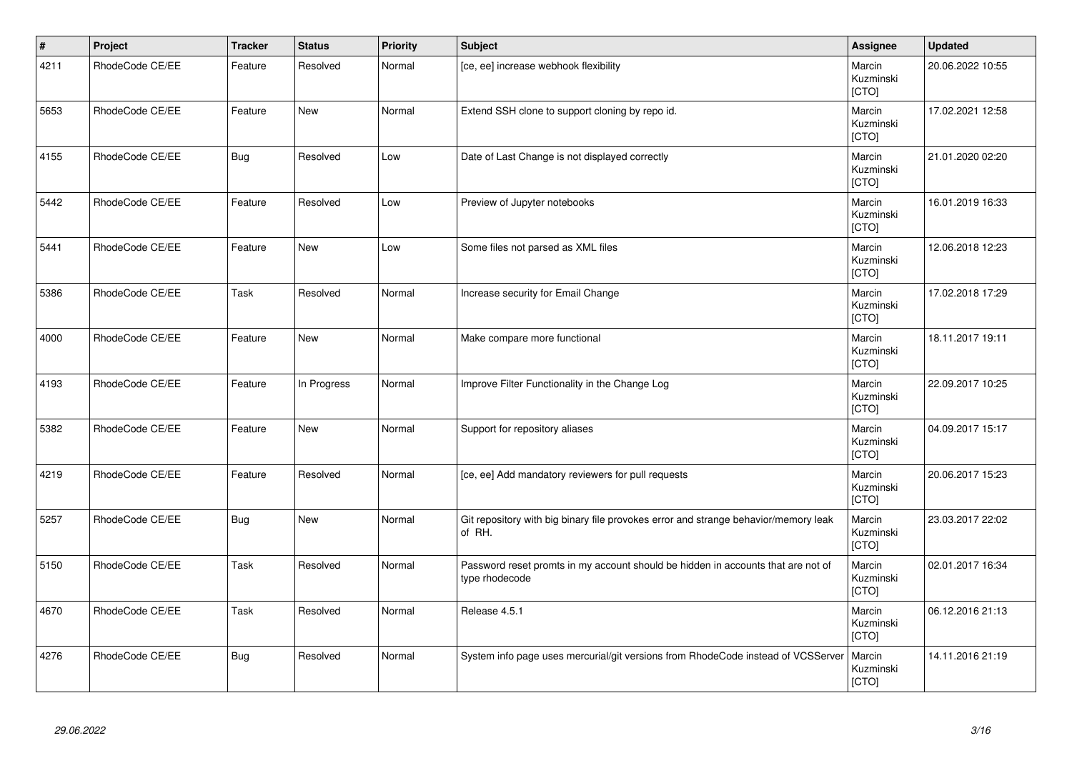| # | Project | Tracker | Status | Priority | Subject | Assignee | Updated |
|---|---|---|---|---|---|---|---|
| 4211 | RhodeCode CE/EE | Feature | Resolved | Normal | [ce, ee] increase webhook flexibility | Marcin Kuzminski [CTO] | 20.06.2022 10:55 |
| 5653 | RhodeCode CE/EE | Feature | New | Normal | Extend SSH clone to support cloning by repo id. | Marcin Kuzminski [CTO] | 17.02.2021 12:58 |
| 4155 | RhodeCode CE/EE | Bug | Resolved | Low | Date of Last Change is not displayed correctly | Marcin Kuzminski [CTO] | 21.01.2020 02:20 |
| 5442 | RhodeCode CE/EE | Feature | Resolved | Low | Preview of Jupyter notebooks | Marcin Kuzminski [CTO] | 16.01.2019 16:33 |
| 5441 | RhodeCode CE/EE | Feature | New | Low | Some files not parsed as XML files | Marcin Kuzminski [CTO] | 12.06.2018 12:23 |
| 5386 | RhodeCode CE/EE | Task | Resolved | Normal | Increase security for Email Change | Marcin Kuzminski [CTO] | 17.02.2018 17:29 |
| 4000 | RhodeCode CE/EE | Feature | New | Normal | Make compare more functional | Marcin Kuzminski [CTO] | 18.11.2017 19:11 |
| 4193 | RhodeCode CE/EE | Feature | In Progress | Normal | Improve Filter Functionality in the Change Log | Marcin Kuzminski [CTO] | 22.09.2017 10:25 |
| 5382 | RhodeCode CE/EE | Feature | New | Normal | Support for repository aliases | Marcin Kuzminski [CTO] | 04.09.2017 15:17 |
| 4219 | RhodeCode CE/EE | Feature | Resolved | Normal | [ce, ee] Add mandatory reviewers for pull requests | Marcin Kuzminski [CTO] | 20.06.2017 15:23 |
| 5257 | RhodeCode CE/EE | Bug | New | Normal | Git repository with big binary file provokes error and strange behavior/memory leak of RH. | Marcin Kuzminski [CTO] | 23.03.2017 22:02 |
| 5150 | RhodeCode CE/EE | Task | Resolved | Normal | Password reset promts in my account should be hidden in accounts that are not of type rhodecode | Marcin Kuzminski [CTO] | 02.01.2017 16:34 |
| 4670 | RhodeCode CE/EE | Task | Resolved | Normal | Release 4.5.1 | Marcin Kuzminski [CTO] | 06.12.2016 21:13 |
| 4276 | RhodeCode CE/EE | Bug | Resolved | Normal | System info page uses mercurial/git versions from RhodeCode instead of VCSServer | Marcin Kuzminski [CTO] | 14.11.2016 21:19 |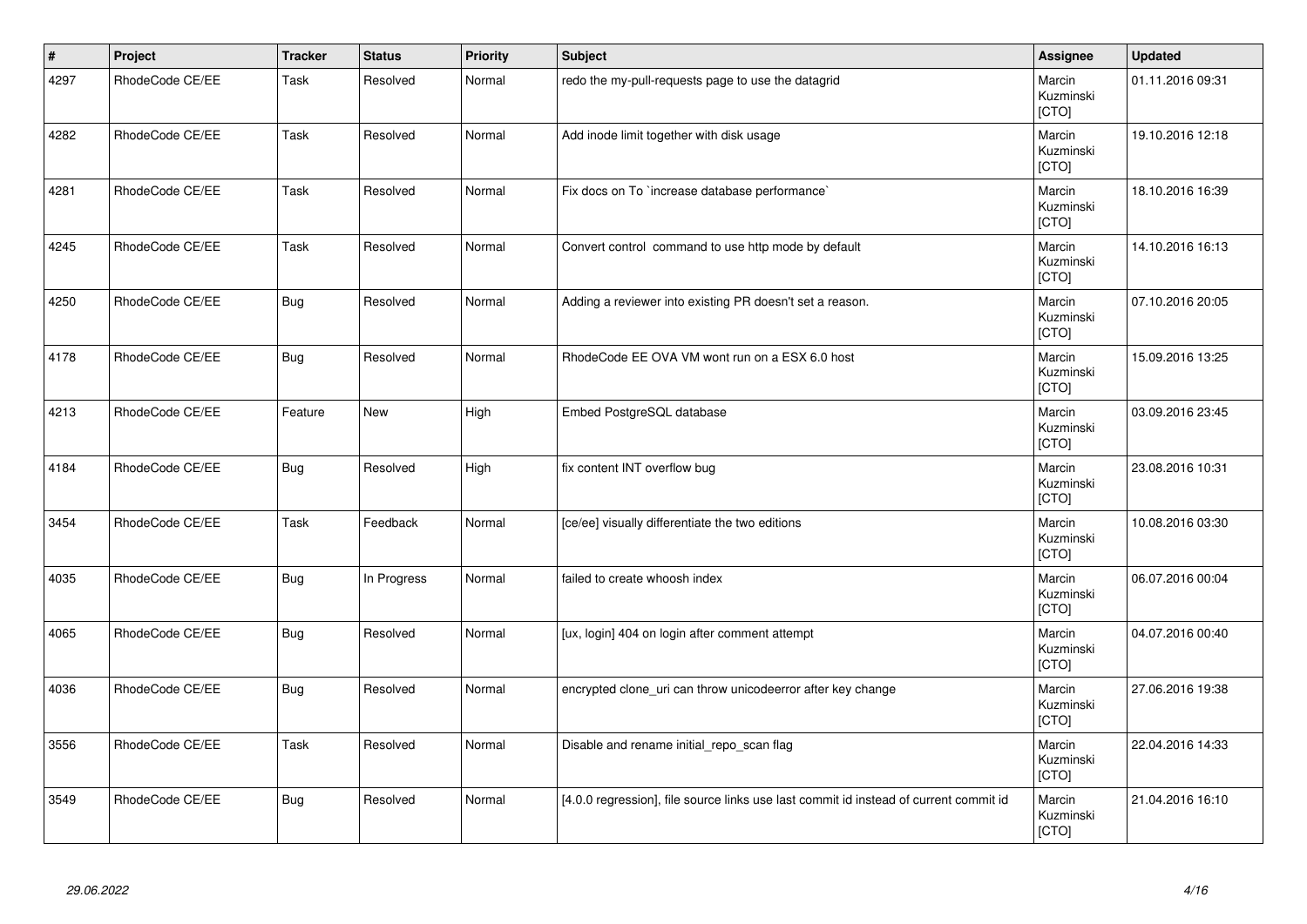| # | Project | Tracker | Status | Priority | Subject | Assignee | Updated |
|---|---|---|---|---|---|---|---|
| 4297 | RhodeCode CE/EE | Task | Resolved | Normal | redo the my-pull-requests page to use the datagrid | Marcin Kuzminski [CTO] | 01.11.2016 09:31 |
| 4282 | RhodeCode CE/EE | Task | Resolved | Normal | Add inode limit together with disk usage | Marcin Kuzminski [CTO] | 19.10.2016 12:18 |
| 4281 | RhodeCode CE/EE | Task | Resolved | Normal | Fix docs on To `increase database performance` | Marcin Kuzminski [CTO] | 18.10.2016 16:39 |
| 4245 | RhodeCode CE/EE | Task | Resolved | Normal | Convert control command to use http mode by default | Marcin Kuzminski [CTO] | 14.10.2016 16:13 |
| 4250 | RhodeCode CE/EE | Bug | Resolved | Normal | Adding a reviewer into existing PR doesn't set a reason. | Marcin Kuzminski [CTO] | 07.10.2016 20:05 |
| 4178 | RhodeCode CE/EE | Bug | Resolved | Normal | RhodeCode EE OVA VM wont run on a ESX 6.0 host | Marcin Kuzminski [CTO] | 15.09.2016 13:25 |
| 4213 | RhodeCode CE/EE | Feature | New | High | Embed PostgreSQL database | Marcin Kuzminski [CTO] | 03.09.2016 23:45 |
| 4184 | RhodeCode CE/EE | Bug | Resolved | High | fix content INT overflow bug | Marcin Kuzminski [CTO] | 23.08.2016 10:31 |
| 3454 | RhodeCode CE/EE | Task | Feedback | Normal | [ce/ee] visually differentiate the two editions | Marcin Kuzminski [CTO] | 10.08.2016 03:30 |
| 4035 | RhodeCode CE/EE | Bug | In Progress | Normal | failed to create whoosh index | Marcin Kuzminski [CTO] | 06.07.2016 00:04 |
| 4065 | RhodeCode CE/EE | Bug | Resolved | Normal | [ux, login] 404 on login after comment attempt | Marcin Kuzminski [CTO] | 04.07.2016 00:40 |
| 4036 | RhodeCode CE/EE | Bug | Resolved | Normal | encrypted clone_uri can throw unicodeerror after key change | Marcin Kuzminski [CTO] | 27.06.2016 19:38 |
| 3556 | RhodeCode CE/EE | Task | Resolved | Normal | Disable and rename initial_repo_scan flag | Marcin Kuzminski [CTO] | 22.04.2016 14:33 |
| 3549 | RhodeCode CE/EE | Bug | Resolved | Normal | [4.0.0 regression], file source links use last commit id instead of current commit id | Marcin Kuzminski [CTO] | 21.04.2016 16:10 |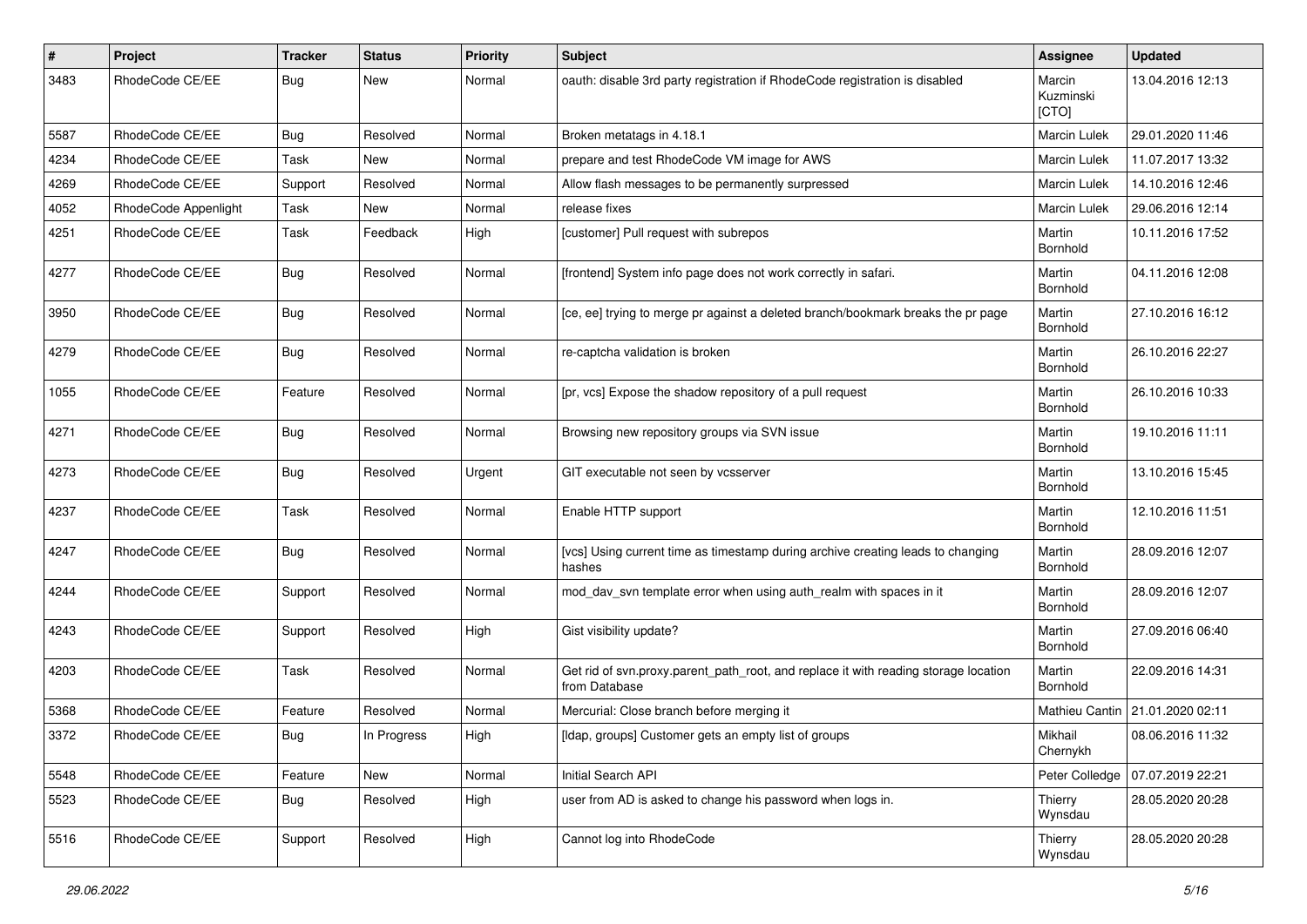| # | Project | Tracker | Status | Priority | Subject | Assignee | Updated |
|---|---|---|---|---|---|---|---|
| 3483 | RhodeCode CE/EE | Bug | New | Normal | oauth: disable 3rd party registration if RhodeCode registration is disabled | Marcin Kuzminski [CTO] | 13.04.2016 12:13 |
| 5587 | RhodeCode CE/EE | Bug | Resolved | Normal | Broken metatags in 4.18.1 | Marcin Lulek | 29.01.2020 11:46 |
| 4234 | RhodeCode CE/EE | Task | New | Normal | prepare and test RhodeCode VM image for AWS | Marcin Lulek | 11.07.2017 13:32 |
| 4269 | RhodeCode CE/EE | Support | Resolved | Normal | Allow flash messages to be permanently surpressed | Marcin Lulek | 14.10.2016 12:46 |
| 4052 | RhodeCode Appenlight | Task | New | Normal | release fixes | Marcin Lulek | 29.06.2016 12:14 |
| 4251 | RhodeCode CE/EE | Task | Feedback | High | [customer] Pull request with subrepos | Martin Bornhold | 10.11.2016 17:52 |
| 4277 | RhodeCode CE/EE | Bug | Resolved | Normal | [frontend] System info page does not work correctly in safari. | Martin Bornhold | 04.11.2016 12:08 |
| 3950 | RhodeCode CE/EE | Bug | Resolved | Normal | [ce, ee] trying to merge pr against a deleted branch/bookmark breaks the pr page | Martin Bornhold | 27.10.2016 16:12 |
| 4279 | RhodeCode CE/EE | Bug | Resolved | Normal | re-captcha validation is broken | Martin Bornhold | 26.10.2016 22:27 |
| 1055 | RhodeCode CE/EE | Feature | Resolved | Normal | [pr, vcs] Expose the shadow repository of a pull request | Martin Bornhold | 26.10.2016 10:33 |
| 4271 | RhodeCode CE/EE | Bug | Resolved | Normal | Browsing new repository groups via SVN issue | Martin Bornhold | 19.10.2016 11:11 |
| 4273 | RhodeCode CE/EE | Bug | Resolved | Urgent | GIT executable not seen by vcsserver | Martin Bornhold | 13.10.2016 15:45 |
| 4237 | RhodeCode CE/EE | Task | Resolved | Normal | Enable HTTP support | Martin Bornhold | 12.10.2016 11:51 |
| 4247 | RhodeCode CE/EE | Bug | Resolved | Normal | [vcs] Using current time as timestamp during archive creating leads to changing hashes | Martin Bornhold | 28.09.2016 12:07 |
| 4244 | RhodeCode CE/EE | Support | Resolved | Normal | mod_dav_svn template error when using auth_realm with spaces in it | Martin Bornhold | 28.09.2016 12:07 |
| 4243 | RhodeCode CE/EE | Support | Resolved | High | Gist visibility update? | Martin Bornhold | 27.09.2016 06:40 |
| 4203 | RhodeCode CE/EE | Task | Resolved | Normal | Get rid of svn.proxy.parent_path_root, and replace it with reading storage location from Database | Martin Bornhold | 22.09.2016 14:31 |
| 5368 | RhodeCode CE/EE | Feature | Resolved | Normal | Mercurial: Close branch before merging it | Mathieu Cantin | 21.01.2020 02:11 |
| 3372 | RhodeCode CE/EE | Bug | In Progress | High | [ldap, groups] Customer gets an empty list of groups | Mikhail Chernykh | 08.06.2016 11:32 |
| 5548 | RhodeCode CE/EE | Feature | New | Normal | Initial Search API | Peter Colledge | 07.07.2019 22:21 |
| 5523 | RhodeCode CE/EE | Bug | Resolved | High | user from AD is asked to change his password when logs in. | Thierry Wynsdau | 28.05.2020 20:28 |
| 5516 | RhodeCode CE/EE | Support | Resolved | High | Cannot log into RhodeCode | Thierry Wynsdau | 28.05.2020 20:28 |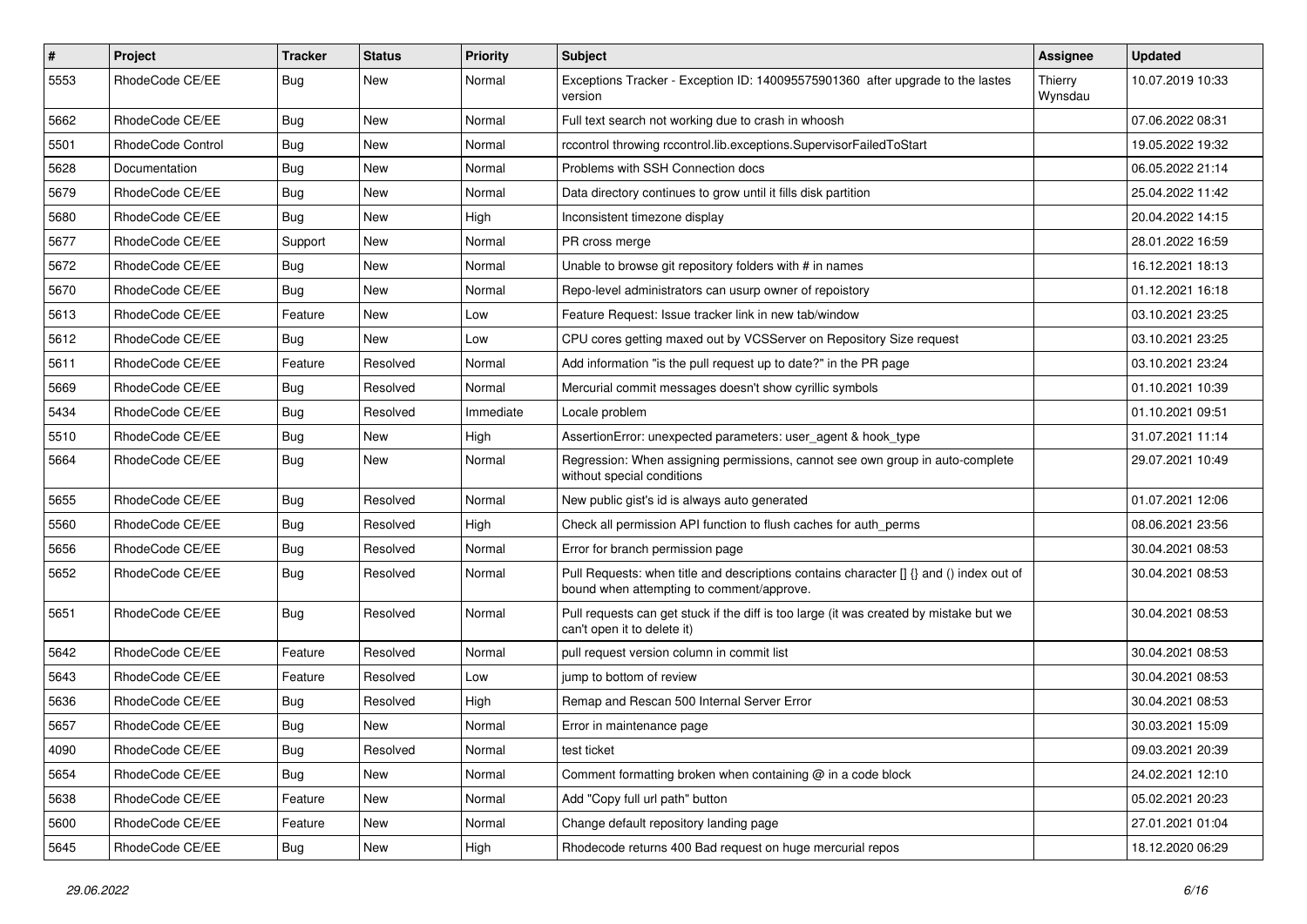| # | Project | Tracker | Status | Priority | Subject | Assignee | Updated |
|---|---|---|---|---|---|---|---|
| 5553 | RhodeCode CE/EE | Bug | New | Normal | Exceptions Tracker - Exception ID: 140095575901360 after upgrade to the lastes version | Thierry Wynsdau | 10.07.2019 10:33 |
| 5662 | RhodeCode CE/EE | Bug | New | Normal | Full text search not working due to crash in whoosh | | 07.06.2022 08:31 |
| 5501 | RhodeCode Control | Bug | New | Normal | rccontrol throwing rccontrol.lib.exceptions.SupervisorFailedToStart | | 19.05.2022 19:32 |
| 5628 | Documentation | Bug | New | Normal | Problems with SSH Connection docs | | 06.05.2022 21:14 |
| 5679 | RhodeCode CE/EE | Bug | New | Normal | Data directory continues to grow until it fills disk partition | | 25.04.2022 11:42 |
| 5680 | RhodeCode CE/EE | Bug | New | High | Inconsistent timezone display | | 20.04.2022 14:15 |
| 5677 | RhodeCode CE/EE | Support | New | Normal | PR cross merge | | 28.01.2022 16:59 |
| 5672 | RhodeCode CE/EE | Bug | New | Normal | Unable to browse git repository folders with # in names | | 16.12.2021 18:13 |
| 5670 | RhodeCode CE/EE | Bug | New | Normal | Repo-level administrators can usurp owner of repoistory | | 01.12.2021 16:18 |
| 5613 | RhodeCode CE/EE | Feature | New | Low | Feature Request: Issue tracker link in new tab/window | | 03.10.2021 23:25 |
| 5612 | RhodeCode CE/EE | Bug | New | Low | CPU cores getting maxed out by VCSServer on Repository Size request | | 03.10.2021 23:25 |
| 5611 | RhodeCode CE/EE | Feature | Resolved | Normal | Add information "is the pull request up to date?" in the PR page | | 03.10.2021 23:24 |
| 5669 | RhodeCode CE/EE | Bug | Resolved | Normal | Mercurial commit messages doesn't show cyrillic symbols | | 01.10.2021 10:39 |
| 5434 | RhodeCode CE/EE | Bug | Resolved | Immediate | Locale problem | | 01.10.2021 09:51 |
| 5510 | RhodeCode CE/EE | Bug | New | High | AssertionError: unexpected parameters: user_agent & hook_type | | 31.07.2021 11:14 |
| 5664 | RhodeCode CE/EE | Bug | New | Normal | Regression: When assigning permissions, cannot see own group in auto-complete without special conditions | | 29.07.2021 10:49 |
| 5655 | RhodeCode CE/EE | Bug | Resolved | Normal | New public gist's id is always auto generated | | 01.07.2021 12:06 |
| 5560 | RhodeCode CE/EE | Bug | Resolved | High | Check all permission API function to flush caches for auth_perms | | 08.06.2021 23:56 |
| 5656 | RhodeCode CE/EE | Bug | Resolved | Normal | Error for branch permission page | | 30.04.2021 08:53 |
| 5652 | RhodeCode CE/EE | Bug | Resolved | Normal | Pull Requests: when title and descriptions contains character [] {} and () index out of bound when attempting to comment/approve. | | 30.04.2021 08:53 |
| 5651 | RhodeCode CE/EE | Bug | Resolved | Normal | Pull requests can get stuck if the diff is too large (it was created by mistake but we can't open it to delete it) | | 30.04.2021 08:53 |
| 5642 | RhodeCode CE/EE | Feature | Resolved | Normal | pull request version column in commit list | | 30.04.2021 08:53 |
| 5643 | RhodeCode CE/EE | Feature | Resolved | Low | jump to bottom of review | | 30.04.2021 08:53 |
| 5636 | RhodeCode CE/EE | Bug | Resolved | High | Remap and Rescan 500 Internal Server Error | | 30.04.2021 08:53 |
| 5657 | RhodeCode CE/EE | Bug | New | Normal | Error in maintenance page | | 30.03.2021 15:09 |
| 4090 | RhodeCode CE/EE | Bug | Resolved | Normal | test ticket | | 09.03.2021 20:39 |
| 5654 | RhodeCode CE/EE | Bug | New | Normal | Comment formatting broken when containing @ in a code block | | 24.02.2021 12:10 |
| 5638 | RhodeCode CE/EE | Feature | New | Normal | Add "Copy full url path" button | | 05.02.2021 20:23 |
| 5600 | RhodeCode CE/EE | Feature | New | Normal | Change default repository landing page | | 27.01.2021 01:04 |
| 5645 | RhodeCode CE/EE | Bug | New | High | Rhodecode returns 400 Bad request on huge mercurial repos | | 18.12.2020 06:29 |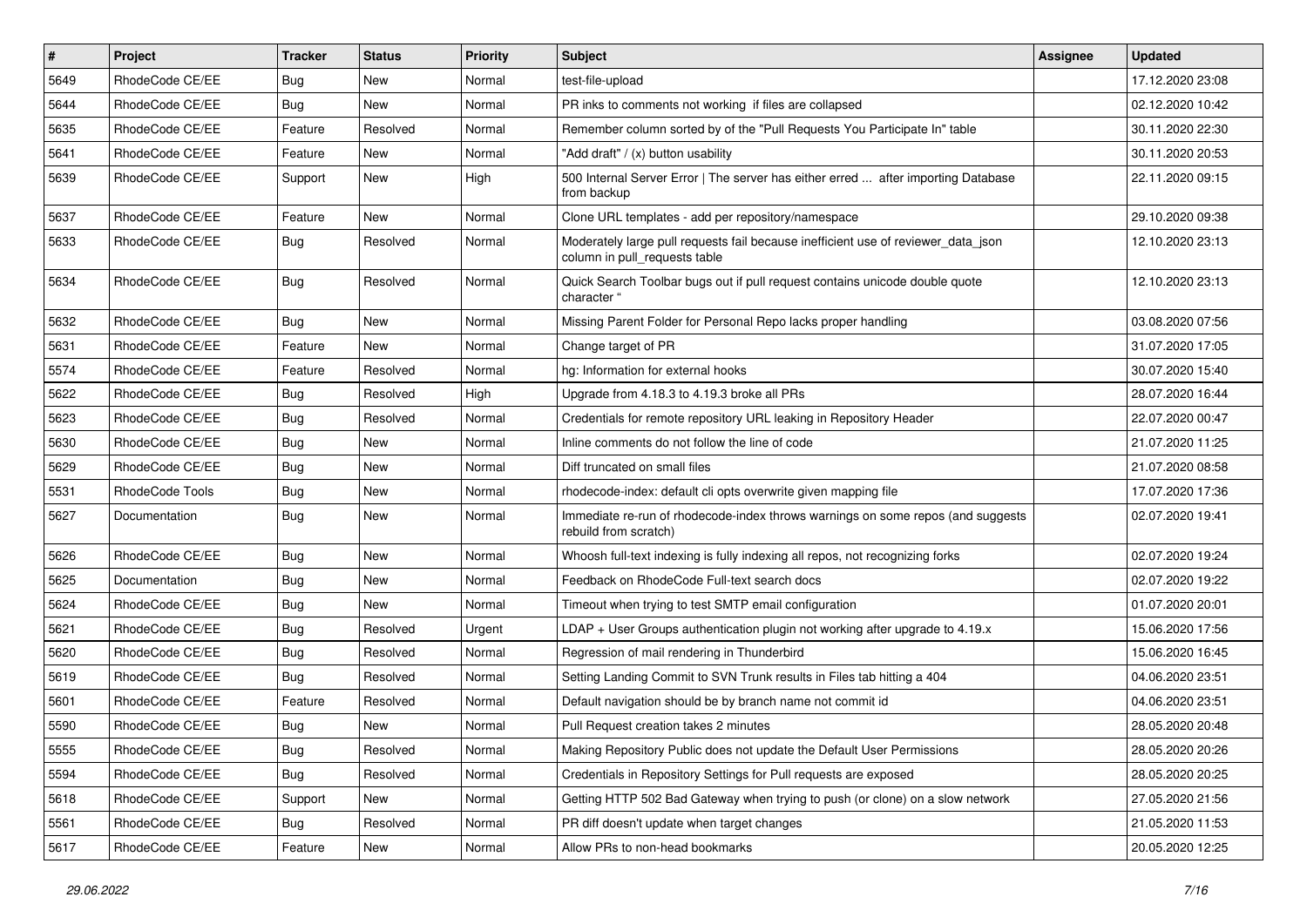| # | Project | Tracker | Status | Priority | Subject | Assignee | Updated |
|---|---|---|---|---|---|---|---|
| 5649 | RhodeCode CE/EE | Bug | New | Normal | test-file-upload | | 17.12.2020 23:08 |
| 5644 | RhodeCode CE/EE | Bug | New | Normal | PR inks to comments not working if files are collapsed | | 02.12.2020 10:42 |
| 5635 | RhodeCode CE/EE | Feature | Resolved | Normal | Remember column sorted by of the "Pull Requests You Participate In" table | | 30.11.2020 22:30 |
| 5641 | RhodeCode CE/EE | Feature | New | Normal | "Add draft" / (x) button usability | | 30.11.2020 20:53 |
| 5639 | RhodeCode CE/EE | Support | New | High | 500 Internal Server Error \| The server has either erred ... after importing Database from backup | | 22.11.2020 09:15 |
| 5637 | RhodeCode CE/EE | Feature | New | Normal | Clone URL templates - add per repository/namespace | | 29.10.2020 09:38 |
| 5633 | RhodeCode CE/EE | Bug | Resolved | Normal | Moderately large pull requests fail because inefficient use of reviewer_data_json column in pull_requests table | | 12.10.2020 23:13 |
| 5634 | RhodeCode CE/EE | Bug | Resolved | Normal | Quick Search Toolbar bugs out if pull request contains unicode double quote character " | | 12.10.2020 23:13 |
| 5632 | RhodeCode CE/EE | Bug | New | Normal | Missing Parent Folder for Personal Repo lacks proper handling | | 03.08.2020 07:56 |
| 5631 | RhodeCode CE/EE | Feature | New | Normal | Change target of PR | | 31.07.2020 17:05 |
| 5574 | RhodeCode CE/EE | Feature | Resolved | Normal | hg: Information for external hooks | | 30.07.2020 15:40 |
| 5622 | RhodeCode CE/EE | Bug | Resolved | High | Upgrade from 4.18.3 to 4.19.3 broke all PRs | | 28.07.2020 16:44 |
| 5623 | RhodeCode CE/EE | Bug | Resolved | Normal | Credentials for remote repository URL leaking in Repository Header | | 22.07.2020 00:47 |
| 5630 | RhodeCode CE/EE | Bug | New | Normal | Inline comments do not follow the line of code | | 21.07.2020 11:25 |
| 5629 | RhodeCode CE/EE | Bug | New | Normal | Diff truncated on small files | | 21.07.2020 08:58 |
| 5531 | RhodeCode Tools | Bug | New | Normal | rhodecode-index: default cli opts overwrite given mapping file | | 17.07.2020 17:36 |
| 5627 | Documentation | Bug | New | Normal | Immediate re-run of rhodecode-index throws warnings on some repos (and suggests rebuild from scratch) | | 02.07.2020 19:41 |
| 5626 | RhodeCode CE/EE | Bug | New | Normal | Whoosh full-text indexing is fully indexing all repos, not recognizing forks | | 02.07.2020 19:24 |
| 5625 | Documentation | Bug | New | Normal | Feedback on RhodeCode Full-text search docs | | 02.07.2020 19:22 |
| 5624 | RhodeCode CE/EE | Bug | New | Normal | Timeout when trying to test SMTP email configuration | | 01.07.2020 20:01 |
| 5621 | RhodeCode CE/EE | Bug | Resolved | Urgent | LDAP + User Groups authentication plugin not working after upgrade to 4.19.x | | 15.06.2020 17:56 |
| 5620 | RhodeCode CE/EE | Bug | Resolved | Normal | Regression of mail rendering in Thunderbird | | 15.06.2020 16:45 |
| 5619 | RhodeCode CE/EE | Bug | Resolved | Normal | Setting Landing Commit to SVN Trunk results in Files tab hitting a 404 | | 04.06.2020 23:51 |
| 5601 | RhodeCode CE/EE | Feature | Resolved | Normal | Default navigation should be by branch name not commit id | | 04.06.2020 23:51 |
| 5590 | RhodeCode CE/EE | Bug | New | Normal | Pull Request creation takes 2 minutes | | 28.05.2020 20:48 |
| 5555 | RhodeCode CE/EE | Bug | Resolved | Normal | Making Repository Public does not update the Default User Permissions | | 28.05.2020 20:26 |
| 5594 | RhodeCode CE/EE | Bug | Resolved | Normal | Credentials in Repository Settings for Pull requests are exposed | | 28.05.2020 20:25 |
| 5618 | RhodeCode CE/EE | Support | New | Normal | Getting HTTP 502 Bad Gateway when trying to push (or clone) on a slow network | | 27.05.2020 21:56 |
| 5561 | RhodeCode CE/EE | Bug | Resolved | Normal | PR diff doesn't update when target changes | | 21.05.2020 11:53 |
| 5617 | RhodeCode CE/EE | Feature | New | Normal | Allow PRs to non-head bookmarks | | 20.05.2020 12:25 |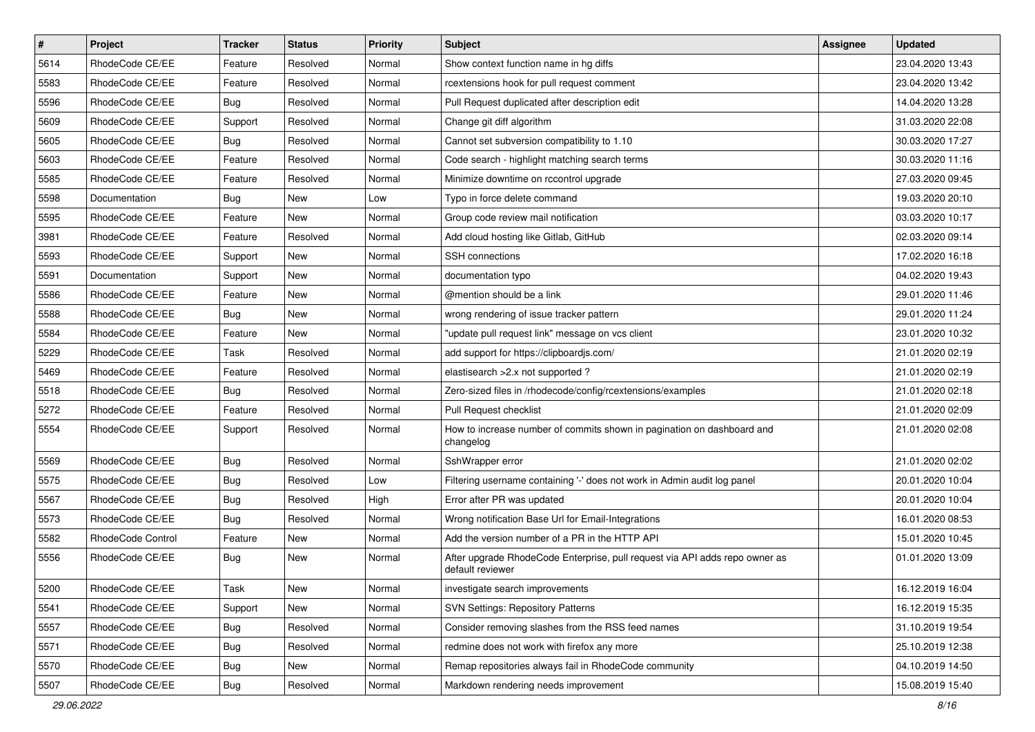| # | Project | Tracker | Status | Priority | Subject | Assignee | Updated |
|---|---|---|---|---|---|---|---|
| 5614 | RhodeCode CE/EE | Feature | Resolved | Normal | Show context function name in hg diffs | | 23.04.2020 13:43 |
| 5583 | RhodeCode CE/EE | Feature | Resolved | Normal | rcextensions hook for pull request comment | | 23.04.2020 13:42 |
| 5596 | RhodeCode CE/EE | Bug | Resolved | Normal | Pull Request duplicated after description edit | | 14.04.2020 13:28 |
| 5609 | RhodeCode CE/EE | Support | Resolved | Normal | Change git diff algorithm | | 31.03.2020 22:08 |
| 5605 | RhodeCode CE/EE | Bug | Resolved | Normal | Cannot set subversion compatibility to 1.10 | | 30.03.2020 17:27 |
| 5603 | RhodeCode CE/EE | Feature | Resolved | Normal | Code search - highlight matching search terms | | 30.03.2020 11:16 |
| 5585 | RhodeCode CE/EE | Feature | Resolved | Normal | Minimize downtime on rccontrol upgrade | | 27.03.2020 09:45 |
| 5598 | Documentation | Bug | New | Low | Typo in force delete command | | 19.03.2020 20:10 |
| 5595 | RhodeCode CE/EE | Feature | New | Normal | Group code review mail notification | | 03.03.2020 10:17 |
| 3981 | RhodeCode CE/EE | Feature | Resolved | Normal | Add cloud hosting like Gitlab, GitHub | | 02.03.2020 09:14 |
| 5593 | RhodeCode CE/EE | Support | New | Normal | SSH connections | | 17.02.2020 16:18 |
| 5591 | Documentation | Support | New | Normal | documentation typo | | 04.02.2020 19:43 |
| 5586 | RhodeCode CE/EE | Feature | New | Normal | @mention should be a link | | 29.01.2020 11:46 |
| 5588 | RhodeCode CE/EE | Bug | New | Normal | wrong rendering of issue tracker pattern | | 29.01.2020 11:24 |
| 5584 | RhodeCode CE/EE | Feature | New | Normal | "update pull request link" message on vcs client | | 23.01.2020 10:32 |
| 5229 | RhodeCode CE/EE | Task | Resolved | Normal | add support for https://clipboardjs.com/ | | 21.01.2020 02:19 |
| 5469 | RhodeCode CE/EE | Feature | Resolved | Normal | elastisearch >2.x not supported ? | | 21.01.2020 02:19 |
| 5518 | RhodeCode CE/EE | Bug | Resolved | Normal | Zero-sized files in /rhodecode/config/rcextensions/examples | | 21.01.2020 02:18 |
| 5272 | RhodeCode CE/EE | Feature | Resolved | Normal | Pull Request checklist | | 21.01.2020 02:09 |
| 5554 | RhodeCode CE/EE | Support | Resolved | Normal | How to increase number of commits shown in pagination on dashboard and changelog | | 21.01.2020 02:08 |
| 5569 | RhodeCode CE/EE | Bug | Resolved | Normal | SshWrapper error | | 21.01.2020 02:02 |
| 5575 | RhodeCode CE/EE | Bug | Resolved | Low | Filtering username containing '-' does not work in Admin audit log panel | | 20.01.2020 10:04 |
| 5567 | RhodeCode CE/EE | Bug | Resolved | High | Error after PR was updated | | 20.01.2020 10:04 |
| 5573 | RhodeCode CE/EE | Bug | Resolved | Normal | Wrong notification Base Url for Email-Integrations | | 16.01.2020 08:53 |
| 5582 | RhodeCode Control | Feature | New | Normal | Add the version number of a PR in the HTTP API | | 15.01.2020 10:45 |
| 5556 | RhodeCode CE/EE | Bug | New | Normal | After upgrade RhodeCode Enterprise, pull request via API adds repo owner as default reviewer | | 01.01.2020 13:09 |
| 5200 | RhodeCode CE/EE | Task | New | Normal | investigate search improvements | | 16.12.2019 16:04 |
| 5541 | RhodeCode CE/EE | Support | New | Normal | SVN Settings: Repository Patterns | | 16.12.2019 15:35 |
| 5557 | RhodeCode CE/EE | Bug | Resolved | Normal | Consider removing slashes from the RSS feed names | | 31.10.2019 19:54 |
| 5571 | RhodeCode CE/EE | Bug | Resolved | Normal | redmine does not work with firefox any more | | 25.10.2019 12:38 |
| 5570 | RhodeCode CE/EE | Bug | New | Normal | Remap repositories always fail in RhodeCode community | | 04.10.2019 14:50 |
| 5507 | RhodeCode CE/EE | Bug | Resolved | Normal | Markdown rendering needs improvement | | 15.08.2019 15:40 |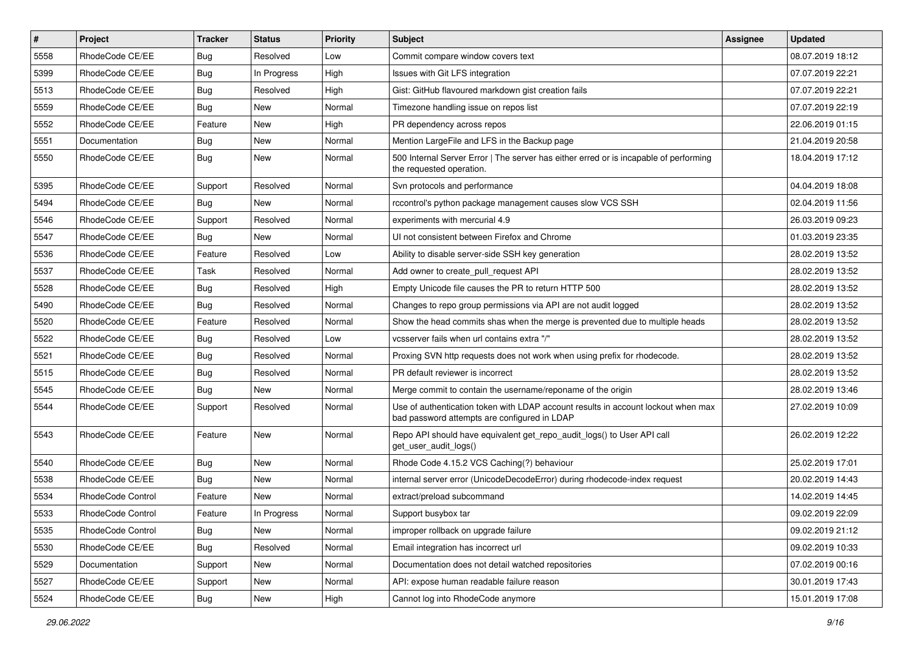| # | Project | Tracker | Status | Priority | Subject | Assignee | Updated |
|---|---|---|---|---|---|---|---|
| 5558 | RhodeCode CE/EE | Bug | Resolved | Low | Commit compare window covers text | | 08.07.2019 18:12 |
| 5399 | RhodeCode CE/EE | Bug | In Progress | High | Issues with Git LFS integration | | 07.07.2019 22:21 |
| 5513 | RhodeCode CE/EE | Bug | Resolved | High | Gist: GitHub flavoured markdown gist creation fails | | 07.07.2019 22:21 |
| 5559 | RhodeCode CE/EE | Bug | New | Normal | Timezone handling issue on repos list | | 07.07.2019 22:19 |
| 5552 | RhodeCode CE/EE | Feature | New | High | PR dependency across repos | | 22.06.2019 01:15 |
| 5551 | Documentation | Bug | New | Normal | Mention LargeFile and LFS in the Backup page | | 21.04.2019 20:58 |
| 5550 | RhodeCode CE/EE | Bug | New | Normal | 500 Internal Server Error \| The server has either erred or is incapable of performing the requested operation. | | 18.04.2019 17:12 |
| 5395 | RhodeCode CE/EE | Support | Resolved | Normal | Svn protocols and performance | | 04.04.2019 18:08 |
| 5494 | RhodeCode CE/EE | Bug | New | Normal | rccontrol's python package management causes slow VCS SSH | | 02.04.2019 11:56 |
| 5546 | RhodeCode CE/EE | Support | Resolved | Normal | experiments with mercurial 4.9 | | 26.03.2019 09:23 |
| 5547 | RhodeCode CE/EE | Bug | New | Normal | UI not consistent between Firefox and Chrome | | 01.03.2019 23:35 |
| 5536 | RhodeCode CE/EE | Feature | Resolved | Low | Ability to disable server-side SSH key generation | | 28.02.2019 13:52 |
| 5537 | RhodeCode CE/EE | Task | Resolved | Normal | Add owner to create_pull_request API | | 28.02.2019 13:52 |
| 5528 | RhodeCode CE/EE | Bug | Resolved | High | Empty Unicode file causes the PR to return HTTP 500 | | 28.02.2019 13:52 |
| 5490 | RhodeCode CE/EE | Bug | Resolved | Normal | Changes to repo group permissions via API are not audit logged | | 28.02.2019 13:52 |
| 5520 | RhodeCode CE/EE | Feature | Resolved | Normal | Show the head commits shas when the merge is prevented due to multiple heads | | 28.02.2019 13:52 |
| 5522 | RhodeCode CE/EE | Bug | Resolved | Low | vcsserver fails when url contains extra "/" | | 28.02.2019 13:52 |
| 5521 | RhodeCode CE/EE | Bug | Resolved | Normal | Proxing SVN http requests does not work when using prefix for rhodecode. | | 28.02.2019 13:52 |
| 5515 | RhodeCode CE/EE | Bug | Resolved | Normal | PR default reviewer is incorrect | | 28.02.2019 13:52 |
| 5545 | RhodeCode CE/EE | Bug | New | Normal | Merge commit to contain the username/reponame of the origin | | 28.02.2019 13:46 |
| 5544 | RhodeCode CE/EE | Support | Resolved | Normal | Use of authentication token with LDAP account results in account lockout when max bad password attempts are configured in LDAP | | 27.02.2019 10:09 |
| 5543 | RhodeCode CE/EE | Feature | New | Normal | Repo API should have equivalent get_repo_audit_logs() to User API call get_user_audit_logs() | | 26.02.2019 12:22 |
| 5540 | RhodeCode CE/EE | Bug | New | Normal | Rhode Code 4.15.2 VCS Caching(?) behaviour | | 25.02.2019 17:01 |
| 5538 | RhodeCode CE/EE | Bug | New | Normal | internal server error (UnicodeDecodeError) during rhodecode-index request | | 20.02.2019 14:43 |
| 5534 | RhodeCode Control | Feature | New | Normal | extract/preload subcommand | | 14.02.2019 14:45 |
| 5533 | RhodeCode Control | Feature | In Progress | Normal | Support busybox tar | | 09.02.2019 22:09 |
| 5535 | RhodeCode Control | Bug | New | Normal | improper rollback on upgrade failure | | 09.02.2019 21:12 |
| 5530 | RhodeCode CE/EE | Bug | Resolved | Normal | Email integration has incorrect url | | 09.02.2019 10:33 |
| 5529 | Documentation | Support | New | Normal | Documentation does not detail watched repositories | | 07.02.2019 00:16 |
| 5527 | RhodeCode CE/EE | Support | New | Normal | API: expose human readable failure reason | | 30.01.2019 17:43 |
| 5524 | RhodeCode CE/EE | Bug | New | High | Cannot log into RhodeCode anymore | | 15.01.2019 17:08 |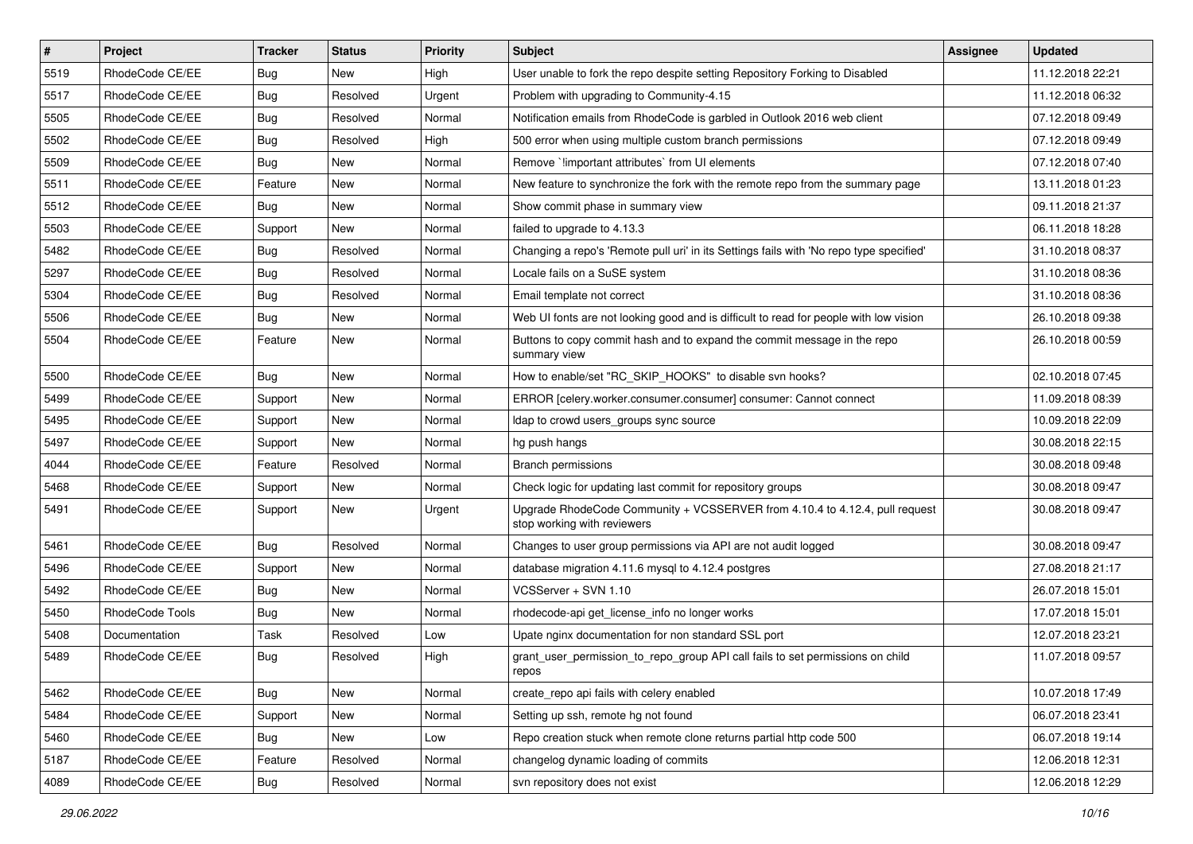| # | Project | Tracker | Status | Priority | Subject | Assignee | Updated |
|---|---|---|---|---|---|---|---|
| 5519 | RhodeCode CE/EE | Bug | New | High | User unable to fork the repo despite setting Repository Forking to Disabled | | 11.12.2018 22:21 |
| 5517 | RhodeCode CE/EE | Bug | Resolved | Urgent | Problem with upgrading to Community-4.15 | | 11.12.2018 06:32 |
| 5505 | RhodeCode CE/EE | Bug | Resolved | Normal | Notification emails from RhodeCode is garbled in Outlook 2016 web client | | 07.12.2018 09:49 |
| 5502 | RhodeCode CE/EE | Bug | Resolved | High | 500 error when using multiple custom branch permissions | | 07.12.2018 09:49 |
| 5509 | RhodeCode CE/EE | Bug | New | Normal | Remove `!important attributes` from UI elements | | 07.12.2018 07:40 |
| 5511 | RhodeCode CE/EE | Feature | New | Normal | New feature to synchronize the fork with the remote repo from the summary page | | 13.11.2018 01:23 |
| 5512 | RhodeCode CE/EE | Bug | New | Normal | Show commit phase in summary view | | 09.11.2018 21:37 |
| 5503 | RhodeCode CE/EE | Support | New | Normal | failed to upgrade to 4.13.3 | | 06.11.2018 18:28 |
| 5482 | RhodeCode CE/EE | Bug | Resolved | Normal | Changing a repo's 'Remote pull uri' in its Settings fails with 'No repo type specified' | | 31.10.2018 08:37 |
| 5297 | RhodeCode CE/EE | Bug | Resolved | Normal | Locale fails on a SuSE system | | 31.10.2018 08:36 |
| 5304 | RhodeCode CE/EE | Bug | Resolved | Normal | Email template not correct | | 31.10.2018 08:36 |
| 5506 | RhodeCode CE/EE | Bug | New | Normal | Web UI fonts are not looking good and is difficult to read for people with low vision | | 26.10.2018 09:38 |
| 5504 | RhodeCode CE/EE | Feature | New | Normal | Buttons to copy commit hash and to expand the commit message in the repo summary view | | 26.10.2018 00:59 |
| 5500 | RhodeCode CE/EE | Bug | New | Normal | How to enable/set "RC_SKIP_HOOKS" to disable svn hooks? | | 02.10.2018 07:45 |
| 5499 | RhodeCode CE/EE | Support | New | Normal | ERROR [celery.worker.consumer.consumer] consumer: Cannot connect | | 11.09.2018 08:39 |
| 5495 | RhodeCode CE/EE | Support | New | Normal | ldap to crowd users_groups sync source | | 10.09.2018 22:09 |
| 5497 | RhodeCode CE/EE | Support | New | Normal | hg push hangs | | 30.08.2018 22:15 |
| 4044 | RhodeCode CE/EE | Feature | Resolved | Normal | Branch permissions | | 30.08.2018 09:48 |
| 5468 | RhodeCode CE/EE | Support | New | Normal | Check logic for updating last commit for repository groups | | 30.08.2018 09:47 |
| 5491 | RhodeCode CE/EE | Support | New | Urgent | Upgrade RhodeCode Community + VCSSERVER from 4.10.4 to 4.12.4, pull request stop working with reviewers | | 30.08.2018 09:47 |
| 5461 | RhodeCode CE/EE | Bug | Resolved | Normal | Changes to user group permissions via API are not audit logged | | 30.08.2018 09:47 |
| 5496 | RhodeCode CE/EE | Support | New | Normal | database migration 4.11.6 mysql to 4.12.4 postgres | | 27.08.2018 21:17 |
| 5492 | RhodeCode CE/EE | Bug | New | Normal | VCSServer + SVN 1.10 | | 26.07.2018 15:01 |
| 5450 | RhodeCode Tools | Bug | New | Normal | rhodecode-api get_license_info no longer works | | 17.07.2018 15:01 |
| 5408 | Documentation | Task | Resolved | Low | Upate nginx documentation for non standard SSL port | | 12.07.2018 23:21 |
| 5489 | RhodeCode CE/EE | Bug | Resolved | High | grant_user_permission_to_repo_group API call fails to set permissions on child repos | | 11.07.2018 09:57 |
| 5462 | RhodeCode CE/EE | Bug | New | Normal | create_repo api fails with celery enabled | | 10.07.2018 17:49 |
| 5484 | RhodeCode CE/EE | Support | New | Normal | Setting up ssh, remote hg not found | | 06.07.2018 23:41 |
| 5460 | RhodeCode CE/EE | Bug | New | Low | Repo creation stuck when remote clone returns partial http code 500 | | 06.07.2018 19:14 |
| 5187 | RhodeCode CE/EE | Feature | Resolved | Normal | changelog dynamic loading of commits | | 12.06.2018 12:31 |
| 4089 | RhodeCode CE/EE | Bug | Resolved | Normal | svn repository does not exist | | 12.06.2018 12:29 |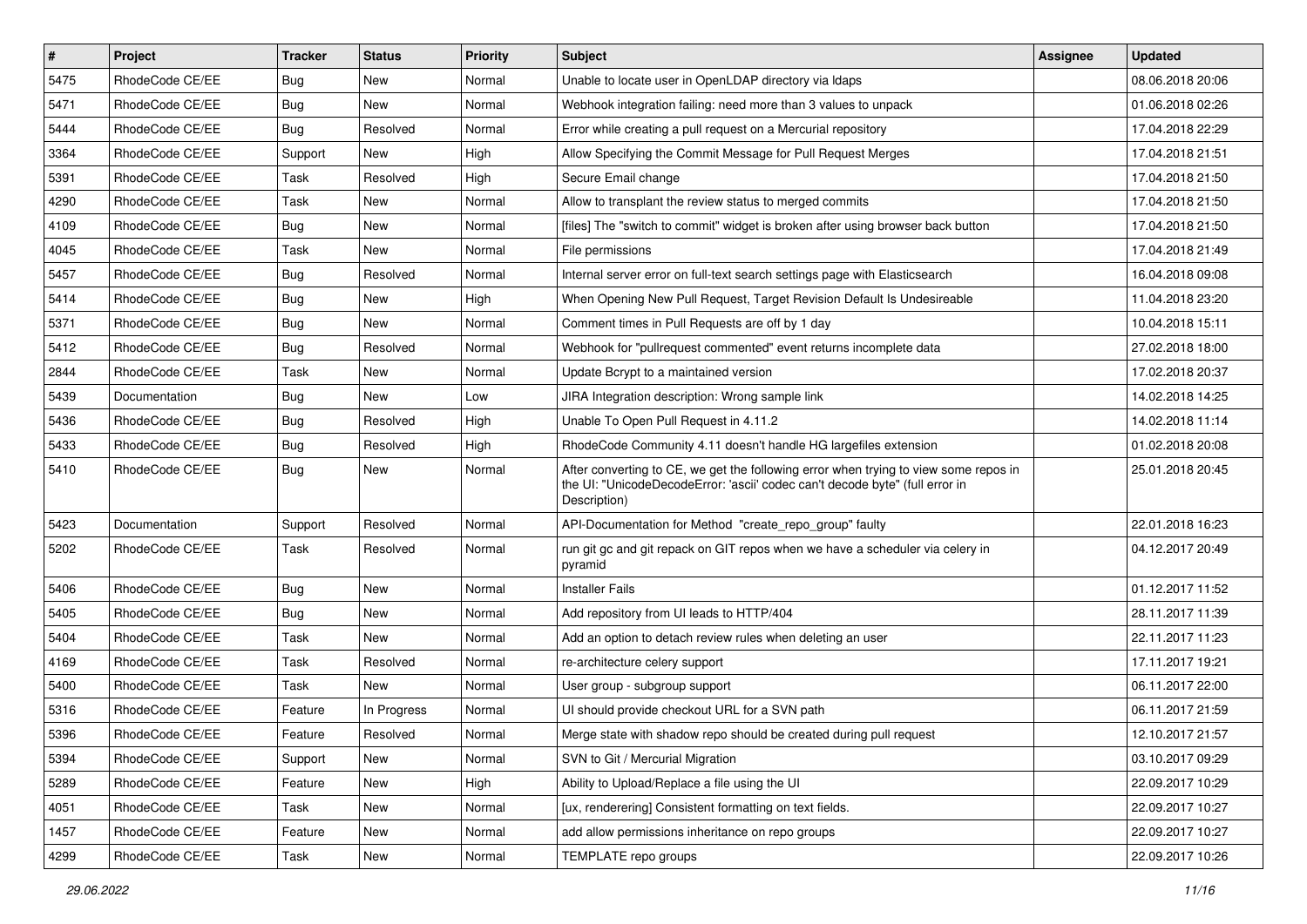| # | Project | Tracker | Status | Priority | Subject | Assignee | Updated |
|---|---|---|---|---|---|---|---|
| 5475 | RhodeCode CE/EE | Bug | New | Normal | Unable to locate user in OpenLDAP directory via ldaps | | 08.06.2018 20:06 |
| 5471 | RhodeCode CE/EE | Bug | New | Normal | Webhook integration failing: need more than 3 values to unpack | | 01.06.2018 02:26 |
| 5444 | RhodeCode CE/EE | Bug | Resolved | Normal | Error while creating a pull request on a Mercurial repository | | 17.04.2018 22:29 |
| 3364 | RhodeCode CE/EE | Support | New | High | Allow Specifying the Commit Message for Pull Request Merges | | 17.04.2018 21:51 |
| 5391 | RhodeCode CE/EE | Task | Resolved | High | Secure Email change | | 17.04.2018 21:50 |
| 4290 | RhodeCode CE/EE | Task | New | Normal | Allow to transplant the review status to merged commits | | 17.04.2018 21:50 |
| 4109 | RhodeCode CE/EE | Bug | New | Normal | [files] The "switch to commit" widget is broken after using browser back button | | 17.04.2018 21:50 |
| 4045 | RhodeCode CE/EE | Task | New | Normal | File permissions | | 17.04.2018 21:49 |
| 5457 | RhodeCode CE/EE | Bug | Resolved | Normal | Internal server error on full-text search settings page with Elasticsearch | | 16.04.2018 09:08 |
| 5414 | RhodeCode CE/EE | Bug | New | High | When Opening New Pull Request, Target Revision Default Is Undesireable | | 11.04.2018 23:20 |
| 5371 | RhodeCode CE/EE | Bug | New | Normal | Comment times in Pull Requests are off by 1 day | | 10.04.2018 15:11 |
| 5412 | RhodeCode CE/EE | Bug | Resolved | Normal | Webhook for "pullrequest commented" event returns incomplete data | | 27.02.2018 18:00 |
| 2844 | RhodeCode CE/EE | Task | New | Normal | Update Bcrypt to a maintained version | | 17.02.2018 20:37 |
| 5439 | Documentation | Bug | New | Low | JIRA Integration description: Wrong sample link | | 14.02.2018 14:25 |
| 5436 | RhodeCode CE/EE | Bug | Resolved | High | Unable To Open Pull Request in 4.11.2 | | 14.02.2018 11:14 |
| 5433 | RhodeCode CE/EE | Bug | Resolved | High | RhodeCode Community 4.11 doesn't handle HG largefiles extension | | 01.02.2018 20:08 |
| 5410 | RhodeCode CE/EE | Bug | New | Normal | After converting to CE, we get the following error when trying to view some repos in the UI: "UnicodeDecodeError: 'ascii' codec can't decode byte" (full error in Description) | | 25.01.2018 20:45 |
| 5423 | Documentation | Support | Resolved | Normal | API-Documentation for Method "create_repo_group" faulty | | 22.01.2018 16:23 |
| 5202 | RhodeCode CE/EE | Task | Resolved | Normal | run git gc and git repack on GIT repos when we have a scheduler via celery in pyramid | | 04.12.2017 20:49 |
| 5406 | RhodeCode CE/EE | Bug | New | Normal | Installer Fails | | 01.12.2017 11:52 |
| 5405 | RhodeCode CE/EE | Bug | New | Normal | Add repository from UI leads to HTTP/404 | | 28.11.2017 11:39 |
| 5404 | RhodeCode CE/EE | Task | New | Normal | Add an option to detach review rules when deleting an user | | 22.11.2017 11:23 |
| 4169 | RhodeCode CE/EE | Task | Resolved | Normal | re-architecture celery support | | 17.11.2017 19:21 |
| 5400 | RhodeCode CE/EE | Task | New | Normal | User group - subgroup support | | 06.11.2017 22:00 |
| 5316 | RhodeCode CE/EE | Feature | In Progress | Normal | UI should provide checkout URL for a SVN path | | 06.11.2017 21:59 |
| 5396 | RhodeCode CE/EE | Feature | Resolved | Normal | Merge state with shadow repo should be created during pull request | | 12.10.2017 21:57 |
| 5394 | RhodeCode CE/EE | Support | New | Normal | SVN to Git / Mercurial Migration | | 03.10.2017 09:29 |
| 5289 | RhodeCode CE/EE | Feature | New | High | Ability to Upload/Replace a file using the UI | | 22.09.2017 10:29 |
| 4051 | RhodeCode CE/EE | Task | New | Normal | [ux, renderering] Consistent formatting on text fields. | | 22.09.2017 10:27 |
| 1457 | RhodeCode CE/EE | Feature | New | Normal | add allow permissions inheritance on repo groups | | 22.09.2017 10:27 |
| 4299 | RhodeCode CE/EE | Task | New | Normal | TEMPLATE repo groups | | 22.09.2017 10:26 |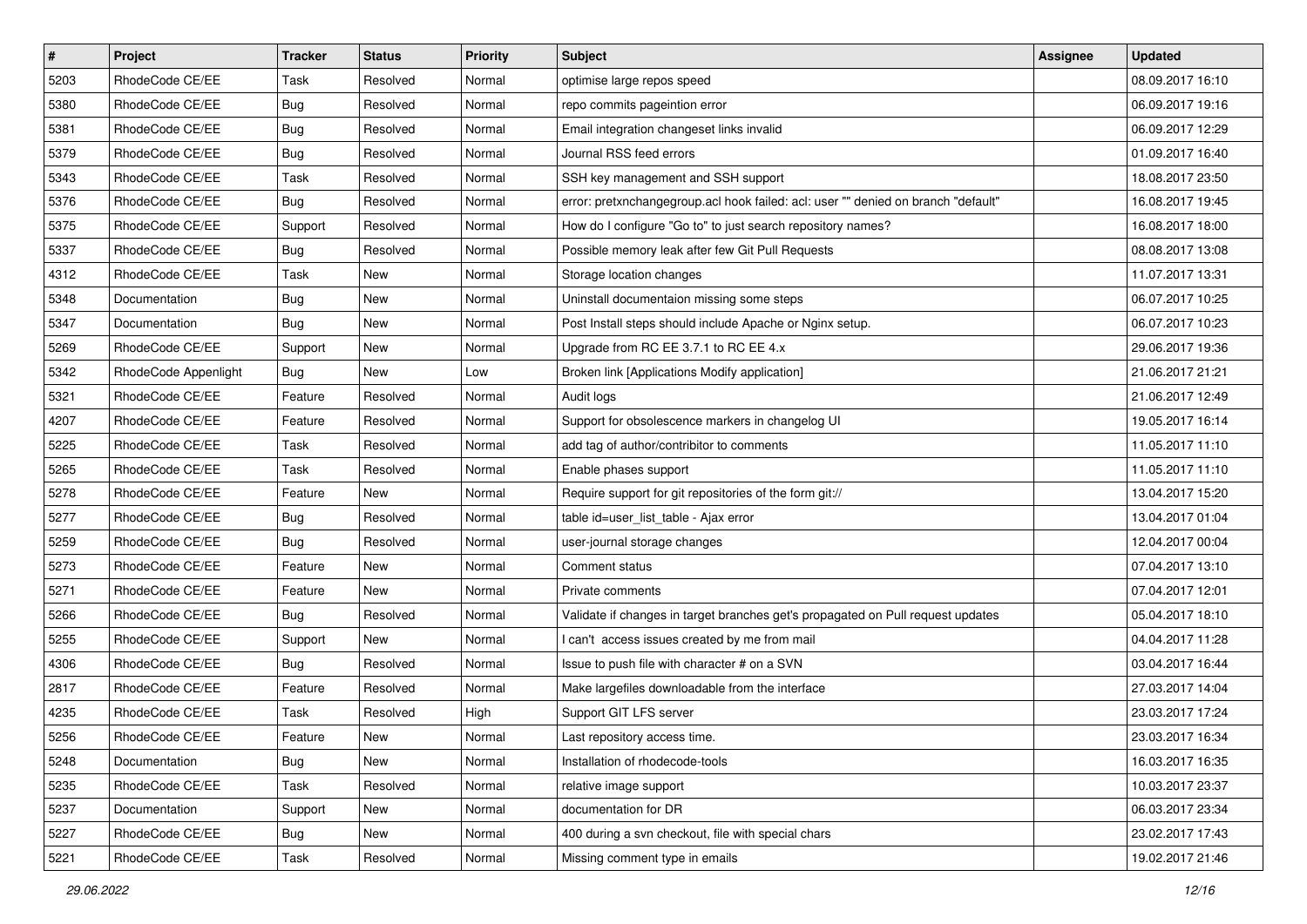| # | Project | Tracker | Status | Priority | Subject | Assignee | Updated |
|---|---|---|---|---|---|---|---|
| 5203 | RhodeCode CE/EE | Task | Resolved | Normal | optimise large repos speed | | 08.09.2017 16:10 |
| 5380 | RhodeCode CE/EE | Bug | Resolved | Normal | repo commits pageintion error | | 06.09.2017 19:16 |
| 5381 | RhodeCode CE/EE | Bug | Resolved | Normal | Email integration changeset links invalid | | 06.09.2017 12:29 |
| 5379 | RhodeCode CE/EE | Bug | Resolved | Normal | Journal RSS feed errors | | 01.09.2017 16:40 |
| 5343 | RhodeCode CE/EE | Task | Resolved | Normal | SSH key management and SSH support | | 18.08.2017 23:50 |
| 5376 | RhodeCode CE/EE | Bug | Resolved | Normal | error: pretxnchangegroup.acl hook failed: acl: user "" denied on branch "default" | | 16.08.2017 19:45 |
| 5375 | RhodeCode CE/EE | Support | Resolved | Normal | How do I configure "Go to" to just search repository names? | | 16.08.2017 18:00 |
| 5337 | RhodeCode CE/EE | Bug | Resolved | Normal | Possible memory leak after few Git Pull Requests | | 08.08.2017 13:08 |
| 4312 | RhodeCode CE/EE | Task | New | Normal | Storage location changes | | 11.07.2017 13:31 |
| 5348 | Documentation | Bug | New | Normal | Uninstall documentaion missing some steps | | 06.07.2017 10:25 |
| 5347 | Documentation | Bug | New | Normal | Post Install steps should include Apache or Nginx setup. | | 06.07.2017 10:23 |
| 5269 | RhodeCode CE/EE | Support | New | Normal | Upgrade from RC EE 3.7.1 to RC EE 4.x | | 29.06.2017 19:36 |
| 5342 | RhodeCode Appenlight | Bug | New | Low | Broken link [Applications Modify application] | | 21.06.2017 21:21 |
| 5321 | RhodeCode CE/EE | Feature | Resolved | Normal | Audit logs | | 21.06.2017 12:49 |
| 4207 | RhodeCode CE/EE | Feature | Resolved | Normal | Support for obsolescence markers in changelog UI | | 19.05.2017 16:14 |
| 5225 | RhodeCode CE/EE | Task | Resolved | Normal | add tag of author/contribitor to comments | | 11.05.2017 11:10 |
| 5265 | RhodeCode CE/EE | Task | Resolved | Normal | Enable phases support | | 11.05.2017 11:10 |
| 5278 | RhodeCode CE/EE | Feature | New | Normal | Require support for git repositories of the form git:// | | 13.04.2017 15:20 |
| 5277 | RhodeCode CE/EE | Bug | Resolved | Normal | table id=user_list_table - Ajax error | | 13.04.2017 01:04 |
| 5259 | RhodeCode CE/EE | Bug | Resolved | Normal | user-journal storage changes | | 12.04.2017 00:04 |
| 5273 | RhodeCode CE/EE | Feature | New | Normal | Comment status | | 07.04.2017 13:10 |
| 5271 | RhodeCode CE/EE | Feature | New | Normal | Private comments | | 07.04.2017 12:01 |
| 5266 | RhodeCode CE/EE | Bug | Resolved | Normal | Validate if changes in target branches get's propagated on Pull request updates | | 05.04.2017 18:10 |
| 5255 | RhodeCode CE/EE | Support | New | Normal | I can't access issues created by me from mail | | 04.04.2017 11:28 |
| 4306 | RhodeCode CE/EE | Bug | Resolved | Normal | Issue to push file with character # on a SVN | | 03.04.2017 16:44 |
| 2817 | RhodeCode CE/EE | Feature | Resolved | Normal | Make largefiles downloadable from the interface | | 27.03.2017 14:04 |
| 4235 | RhodeCode CE/EE | Task | Resolved | High | Support GIT LFS server | | 23.03.2017 17:24 |
| 5256 | RhodeCode CE/EE | Feature | New | Normal | Last repository access time. | | 23.03.2017 16:34 |
| 5248 | Documentation | Bug | New | Normal | Installation of rhodecode-tools | | 16.03.2017 16:35 |
| 5235 | RhodeCode CE/EE | Task | Resolved | Normal | relative image support | | 10.03.2017 23:37 |
| 5237 | Documentation | Support | New | Normal | documentation for DR | | 06.03.2017 23:34 |
| 5227 | RhodeCode CE/EE | Bug | New | Normal | 400 during a svn checkout, file with special chars | | 23.02.2017 17:43 |
| 5221 | RhodeCode CE/EE | Task | Resolved | Normal | Missing comment type in emails | | 19.02.2017 21:46 |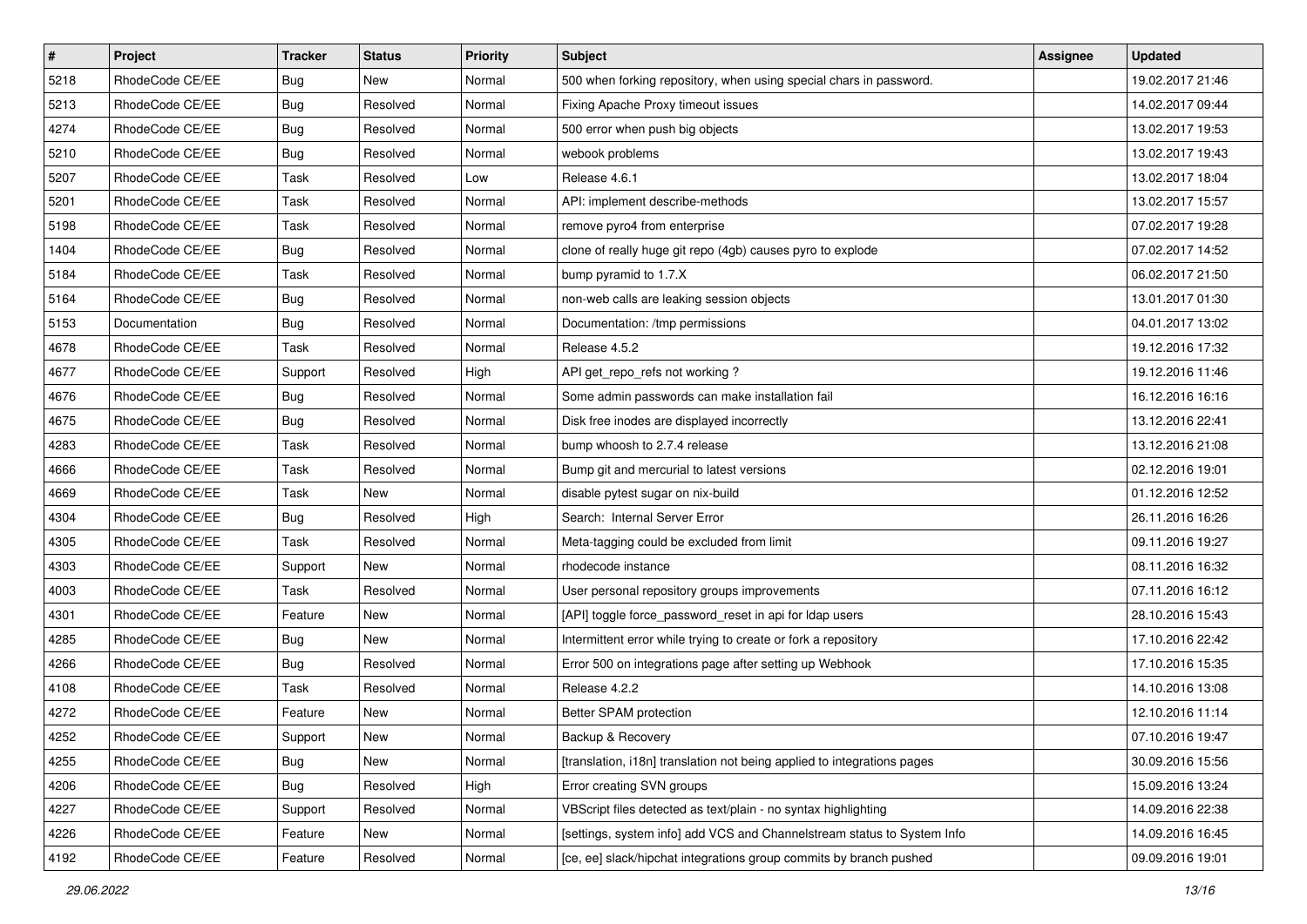| # | Project | Tracker | Status | Priority | Subject | Assignee | Updated |
| --- | --- | --- | --- | --- | --- | --- | --- |
| 5218 | RhodeCode CE/EE | Bug | New | Normal | 500 when forking repository, when using special chars in password. | | 19.02.2017 21:46 |
| 5213 | RhodeCode CE/EE | Bug | Resolved | Normal | Fixing Apache Proxy timeout issues | | 14.02.2017 09:44 |
| 4274 | RhodeCode CE/EE | Bug | Resolved | Normal | 500 error when push big objects | | 13.02.2017 19:53 |
| 5210 | RhodeCode CE/EE | Bug | Resolved | Normal | webook problems | | 13.02.2017 19:43 |
| 5207 | RhodeCode CE/EE | Task | Resolved | Low | Release 4.6.1 | | 13.02.2017 18:04 |
| 5201 | RhodeCode CE/EE | Task | Resolved | Normal | API: implement describe-methods | | 13.02.2017 15:57 |
| 5198 | RhodeCode CE/EE | Task | Resolved | Normal | remove pyro4 from enterprise | | 07.02.2017 19:28 |
| 1404 | RhodeCode CE/EE | Bug | Resolved | Normal | clone of really huge git repo (4gb) causes pyro to explode | | 07.02.2017 14:52 |
| 5184 | RhodeCode CE/EE | Task | Resolved | Normal | bump pyramid to 1.7.X | | 06.02.2017 21:50 |
| 5164 | RhodeCode CE/EE | Bug | Resolved | Normal | non-web calls are leaking session objects | | 13.01.2017 01:30 |
| 5153 | Documentation | Bug | Resolved | Normal | Documentation: /tmp permissions | | 04.01.2017 13:02 |
| 4678 | RhodeCode CE/EE | Task | Resolved | Normal | Release 4.5.2 | | 19.12.2016 17:32 |
| 4677 | RhodeCode CE/EE | Support | Resolved | High | API get_repo_refs not working ? | | 19.12.2016 11:46 |
| 4676 | RhodeCode CE/EE | Bug | Resolved | Normal | Some admin passwords can make installation fail | | 16.12.2016 16:16 |
| 4675 | RhodeCode CE/EE | Bug | Resolved | Normal | Disk free inodes are displayed incorrectly | | 13.12.2016 22:41 |
| 4283 | RhodeCode CE/EE | Task | Resolved | Normal | bump whoosh to 2.7.4 release | | 13.12.2016 21:08 |
| 4666 | RhodeCode CE/EE | Task | Resolved | Normal | Bump git and mercurial to latest versions | | 02.12.2016 19:01 |
| 4669 | RhodeCode CE/EE | Task | New | Normal | disable pytest sugar on nix-build | | 01.12.2016 12:52 |
| 4304 | RhodeCode CE/EE | Bug | Resolved | High | Search: Internal Server Error | | 26.11.2016 16:26 |
| 4305 | RhodeCode CE/EE | Task | Resolved | Normal | Meta-tagging could be excluded from limit | | 09.11.2016 19:27 |
| 4303 | RhodeCode CE/EE | Support | New | Normal | rhodecode instance | | 08.11.2016 16:32 |
| 4003 | RhodeCode CE/EE | Task | Resolved | Normal | User personal repository groups improvements | | 07.11.2016 16:12 |
| 4301 | RhodeCode CE/EE | Feature | New | Normal | [API] toggle force_password_reset in api for ldap users | | 28.10.2016 15:43 |
| 4285 | RhodeCode CE/EE | Bug | New | Normal | Intermittent error while trying to create or fork a repository | | 17.10.2016 22:42 |
| 4266 | RhodeCode CE/EE | Bug | Resolved | Normal | Error 500 on integrations page after setting up Webhook | | 17.10.2016 15:35 |
| 4108 | RhodeCode CE/EE | Task | Resolved | Normal | Release 4.2.2 | | 14.10.2016 13:08 |
| 4272 | RhodeCode CE/EE | Feature | New | Normal | Better SPAM protection | | 12.10.2016 11:14 |
| 4252 | RhodeCode CE/EE | Support | New | Normal | Backup & Recovery | | 07.10.2016 19:47 |
| 4255 | RhodeCode CE/EE | Bug | New | Normal | [translation, i18n] translation not being applied to integrations pages | | 30.09.2016 15:56 |
| 4206 | RhodeCode CE/EE | Bug | Resolved | High | Error creating SVN groups | | 15.09.2016 13:24 |
| 4227 | RhodeCode CE/EE | Support | Resolved | Normal | VBScript files detected as text/plain - no syntax highlighting | | 14.09.2016 22:38 |
| 4226 | RhodeCode CE/EE | Feature | New | Normal | [settings, system info] add VCS and Channelstream status to System Info | | 14.09.2016 16:45 |
| 4192 | RhodeCode CE/EE | Feature | Resolved | Normal | [ce, ee] slack/hipchat integrations group commits by branch pushed | | 09.09.2016 19:01 |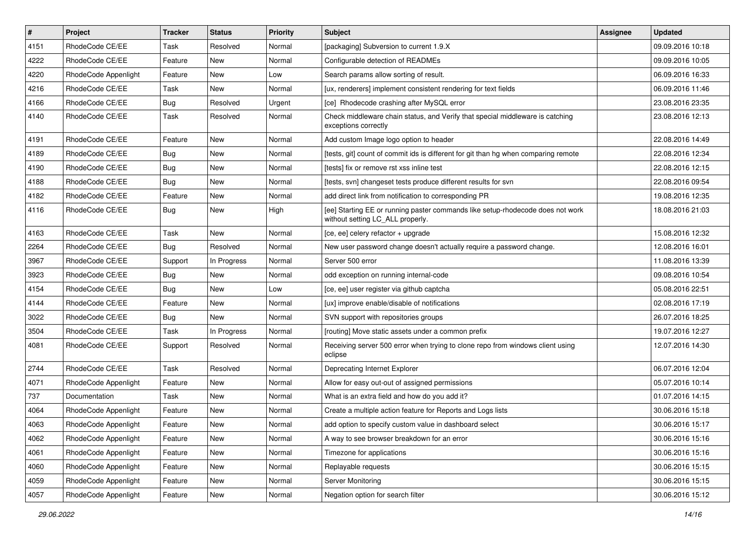| # | Project | Tracker | Status | Priority | Subject | Assignee | Updated |
|---|---|---|---|---|---|---|---|
| 4151 | RhodeCode CE/EE | Task | Resolved | Normal | [packaging] Subversion to current 1.9.X | | 09.09.2016 10:18 |
| 4222 | RhodeCode CE/EE | Feature | New | Normal | Configurable detection of READMEs | | 09.09.2016 10:05 |
| 4220 | RhodeCode Appenlight | Feature | New | Low | Search params allow sorting of result. | | 06.09.2016 16:33 |
| 4216 | RhodeCode CE/EE | Task | New | Normal | [ux, renderers] implement consistent rendering for text fields | | 06.09.2016 11:46 |
| 4166 | RhodeCode CE/EE | Bug | Resolved | Urgent | [ce] Rhodecode crashing after MySQL error | | 23.08.2016 23:35 |
| 4140 | RhodeCode CE/EE | Task | Resolved | Normal | Check middleware chain status, and Verify that special middleware is catching exceptions correctly | | 23.08.2016 12:13 |
| 4191 | RhodeCode CE/EE | Feature | New | Normal | Add custom Image logo option to header | | 22.08.2016 14:49 |
| 4189 | RhodeCode CE/EE | Bug | New | Normal | [tests, git] count of commit ids is different for git than hg when comparing remote | | 22.08.2016 12:34 |
| 4190 | RhodeCode CE/EE | Bug | New | Normal | [tests] fix or remove rst xss inline test | | 22.08.2016 12:15 |
| 4188 | RhodeCode CE/EE | Bug | New | Normal | [tests, svn] changeset tests produce different results for svn | | 22.08.2016 09:54 |
| 4182 | RhodeCode CE/EE | Feature | New | Normal | add direct link from notification to corresponding PR | | 19.08.2016 12:35 |
| 4116 | RhodeCode CE/EE | Bug | New | High | [ee] Starting EE or running paster commands like setup-rhodecode does not work without setting LC_ALL properly. | | 18.08.2016 21:03 |
| 4163 | RhodeCode CE/EE | Task | New | Normal | [ce, ee] celery refactor + upgrade | | 15.08.2016 12:32 |
| 2264 | RhodeCode CE/EE | Bug | Resolved | Normal | New user password change doesn't actually require a password change. | | 12.08.2016 16:01 |
| 3967 | RhodeCode CE/EE | Support | In Progress | Normal | Server 500 error | | 11.08.2016 13:39 |
| 3923 | RhodeCode CE/EE | Bug | New | Normal | odd exception on running internal-code | | 09.08.2016 10:54 |
| 4154 | RhodeCode CE/EE | Bug | New | Low | [ce, ee] user register via github captcha | | 05.08.2016 22:51 |
| 4144 | RhodeCode CE/EE | Feature | New | Normal | [ux] improve enable/disable of notifications | | 02.08.2016 17:19 |
| 3022 | RhodeCode CE/EE | Bug | New | Normal | SVN support with repositories groups | | 26.07.2016 18:25 |
| 3504 | RhodeCode CE/EE | Task | In Progress | Normal | [routing] Move static assets under a common prefix | | 19.07.2016 12:27 |
| 4081 | RhodeCode CE/EE | Support | Resolved | Normal | Receiving server 500 error when trying to clone repo from windows client using eclipse | | 12.07.2016 14:30 |
| 2744 | RhodeCode CE/EE | Task | Resolved | Normal | Deprecating Internet Explorer | | 06.07.2016 12:04 |
| 4071 | RhodeCode Appenlight | Feature | New | Normal | Allow for easy out-out of assigned permissions | | 05.07.2016 10:14 |
| 737 | Documentation | Task | New | Normal | What is an extra field and how do you add it? | | 01.07.2016 14:15 |
| 4064 | RhodeCode Appenlight | Feature | New | Normal | Create a multiple action feature for Reports and Logs lists | | 30.06.2016 15:18 |
| 4063 | RhodeCode Appenlight | Feature | New | Normal | add option to specify custom value in dashboard select | | 30.06.2016 15:17 |
| 4062 | RhodeCode Appenlight | Feature | New | Normal | A way to see browser breakdown for an error | | 30.06.2016 15:16 |
| 4061 | RhodeCode Appenlight | Feature | New | Normal | Timezone for applications | | 30.06.2016 15:16 |
| 4060 | RhodeCode Appenlight | Feature | New | Normal | Replayable requests | | 30.06.2016 15:15 |
| 4059 | RhodeCode Appenlight | Feature | New | Normal | Server Monitoring | | 30.06.2016 15:15 |
| 4057 | RhodeCode Appenlight | Feature | New | Normal | Negation option for search filter | | 30.06.2016 15:12 |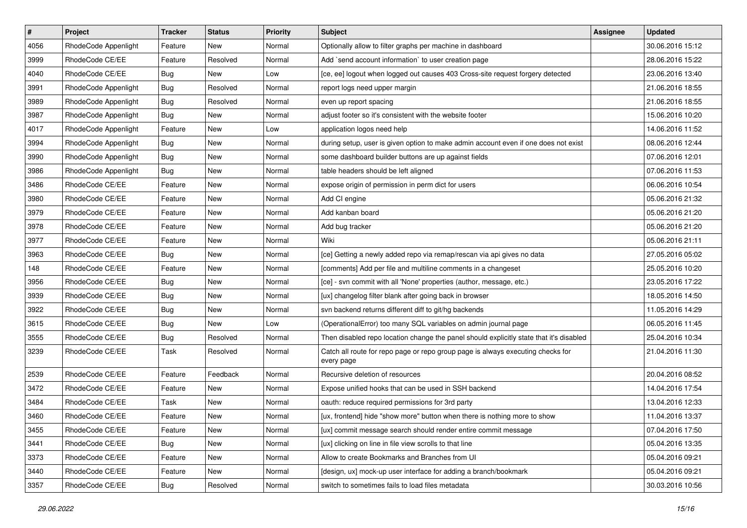| # | Project | Tracker | Status | Priority | Subject | Assignee | Updated |
|---|---|---|---|---|---|---|---|
| 4056 | RhodeCode Appenlight | Feature | New | Normal | Optionally allow to filter graphs per machine in dashboard | | 30.06.2016 15:12 |
| 3999 | RhodeCode CE/EE | Feature | Resolved | Normal | Add `send account information` to user creation page | | 28.06.2016 15:22 |
| 4040 | RhodeCode CE/EE | Bug | New | Low | [ce, ee] logout when logged out causes 403 Cross-site request forgery detected | | 23.06.2016 13:40 |
| 3991 | RhodeCode Appenlight | Bug | Resolved | Normal | report logs need upper margin | | 21.06.2016 18:55 |
| 3989 | RhodeCode Appenlight | Bug | Resolved | Normal | even up report spacing | | 21.06.2016 18:55 |
| 3987 | RhodeCode Appenlight | Bug | New | Normal | adjust footer so it's consistent with the website footer | | 15.06.2016 10:20 |
| 4017 | RhodeCode Appenlight | Feature | New | Low | application logos need help | | 14.06.2016 11:52 |
| 3994 | RhodeCode Appenlight | Bug | New | Normal | during setup, user is given option to make admin account even if one does not exist | | 08.06.2016 12:44 |
| 3990 | RhodeCode Appenlight | Bug | New | Normal | some dashboard builder buttons are up against fields | | 07.06.2016 12:01 |
| 3986 | RhodeCode Appenlight | Bug | New | Normal | table headers should be left aligned | | 07.06.2016 11:53 |
| 3486 | RhodeCode CE/EE | Feature | New | Normal | expose origin of permission in perm dict for users | | 06.06.2016 10:54 |
| 3980 | RhodeCode CE/EE | Feature | New | Normal | Add CI engine | | 05.06.2016 21:32 |
| 3979 | RhodeCode CE/EE | Feature | New | Normal | Add kanban board | | 05.06.2016 21:20 |
| 3978 | RhodeCode CE/EE | Feature | New | Normal | Add bug tracker | | 05.06.2016 21:20 |
| 3977 | RhodeCode CE/EE | Feature | New | Normal | Wiki | | 05.06.2016 21:11 |
| 3963 | RhodeCode CE/EE | Bug | New | Normal | [ce] Getting a newly added repo via remap/rescan via api gives no data | | 27.05.2016 05:02 |
| 148 | RhodeCode CE/EE | Feature | New | Normal | [comments] Add per file and multiline comments in a changeset | | 25.05.2016 10:20 |
| 3956 | RhodeCode CE/EE | Bug | New | Normal | [ce] - svn commit with all 'None' properties (author, message, etc.) | | 23.05.2016 17:22 |
| 3939 | RhodeCode CE/EE | Bug | New | Normal | [ux] changelog filter blank after going back in browser | | 18.05.2016 14:50 |
| 3922 | RhodeCode CE/EE | Bug | New | Normal | svn backend returns different diff to git/hg backends | | 11.05.2016 14:29 |
| 3615 | RhodeCode CE/EE | Bug | New | Low | (OperationalError) too many SQL variables on admin journal page | | 06.05.2016 11:45 |
| 3555 | RhodeCode CE/EE | Bug | Resolved | Normal | Then disabled repo location change the panel should explicitly state that it's disabled | | 25.04.2016 10:34 |
| 3239 | RhodeCode CE/EE | Task | Resolved | Normal | Catch all route for repo page or repo group page is always executing checks for every page | | 21.04.2016 11:30 |
| 2539 | RhodeCode CE/EE | Feature | Feedback | Normal | Recursive deletion of resources | | 20.04.2016 08:52 |
| 3472 | RhodeCode CE/EE | Feature | New | Normal | Expose unified hooks that can be used in SSH backend | | 14.04.2016 17:54 |
| 3484 | RhodeCode CE/EE | Task | New | Normal | oauth: reduce required permissions for 3rd party | | 13.04.2016 12:33 |
| 3460 | RhodeCode CE/EE | Feature | New | Normal | [ux, frontend] hide "show more" button when there is nothing more to show | | 11.04.2016 13:37 |
| 3455 | RhodeCode CE/EE | Feature | New | Normal | [ux] commit message search should render entire commit message | | 07.04.2016 17:50 |
| 3441 | RhodeCode CE/EE | Bug | New | Normal | [ux] clicking on line in file view scrolls to that line | | 05.04.2016 13:35 |
| 3373 | RhodeCode CE/EE | Feature | New | Normal | Allow to create Bookmarks and Branches from UI | | 05.04.2016 09:21 |
| 3440 | RhodeCode CE/EE | Feature | New | Normal | [design, ux] mock-up user interface for adding a branch/bookmark | | 05.04.2016 09:21 |
| 3357 | RhodeCode CE/EE | Bug | Resolved | Normal | switch to sometimes fails to load files metadata | | 30.03.2016 10:56 |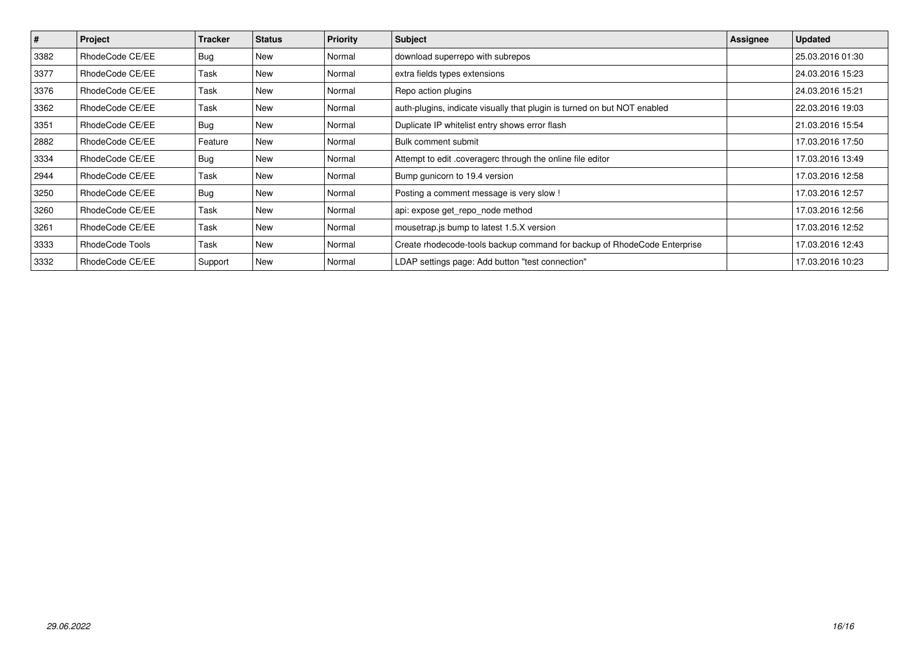| # | Project | Tracker | Status | Priority | Subject | Assignee | Updated |
|---|---|---|---|---|---|---|---|
| 3382 | RhodeCode CE/EE | Bug | New | Normal | download superrepo with subrepos | | 25.03.2016 01:30 |
| 3377 | RhodeCode CE/EE | Task | New | Normal | extra fields types extensions | | 24.03.2016 15:23 |
| 3376 | RhodeCode CE/EE | Task | New | Normal | Repo action plugins | | 24.03.2016 15:21 |
| 3362 | RhodeCode CE/EE | Task | New | Normal | auth-plugins, indicate visually that plugin is turned on but NOT enabled | | 22.03.2016 19:03 |
| 3351 | RhodeCode CE/EE | Bug | New | Normal | Duplicate IP whitelist entry shows error flash | | 21.03.2016 15:54 |
| 2882 | RhodeCode CE/EE | Feature | New | Normal | Bulk comment submit | | 17.03.2016 17:50 |
| 3334 | RhodeCode CE/EE | Bug | New | Normal | Attempt to edit .coveragerc through the online file editor | | 17.03.2016 13:49 |
| 2944 | RhodeCode CE/EE | Task | New | Normal | Bump gunicorn to 19.4 version | | 17.03.2016 12:58 |
| 3250 | RhodeCode CE/EE | Bug | New | Normal | Posting a comment message is very slow ! | | 17.03.2016 12:57 |
| 3260 | RhodeCode CE/EE | Task | New | Normal | api: expose get_repo_node method | | 17.03.2016 12:56 |
| 3261 | RhodeCode CE/EE | Task | New | Normal | mousetrap.js bump to latest 1.5.X version | | 17.03.2016 12:52 |
| 3333 | RhodeCode Tools | Task | New | Normal | Create rhodecode-tools backup command for backup of RhodeCode Enterprise | | 17.03.2016 12:43 |
| 3332 | RhodeCode CE/EE | Support | New | Normal | LDAP settings page: Add button "test connection" | | 17.03.2016 10:23 |